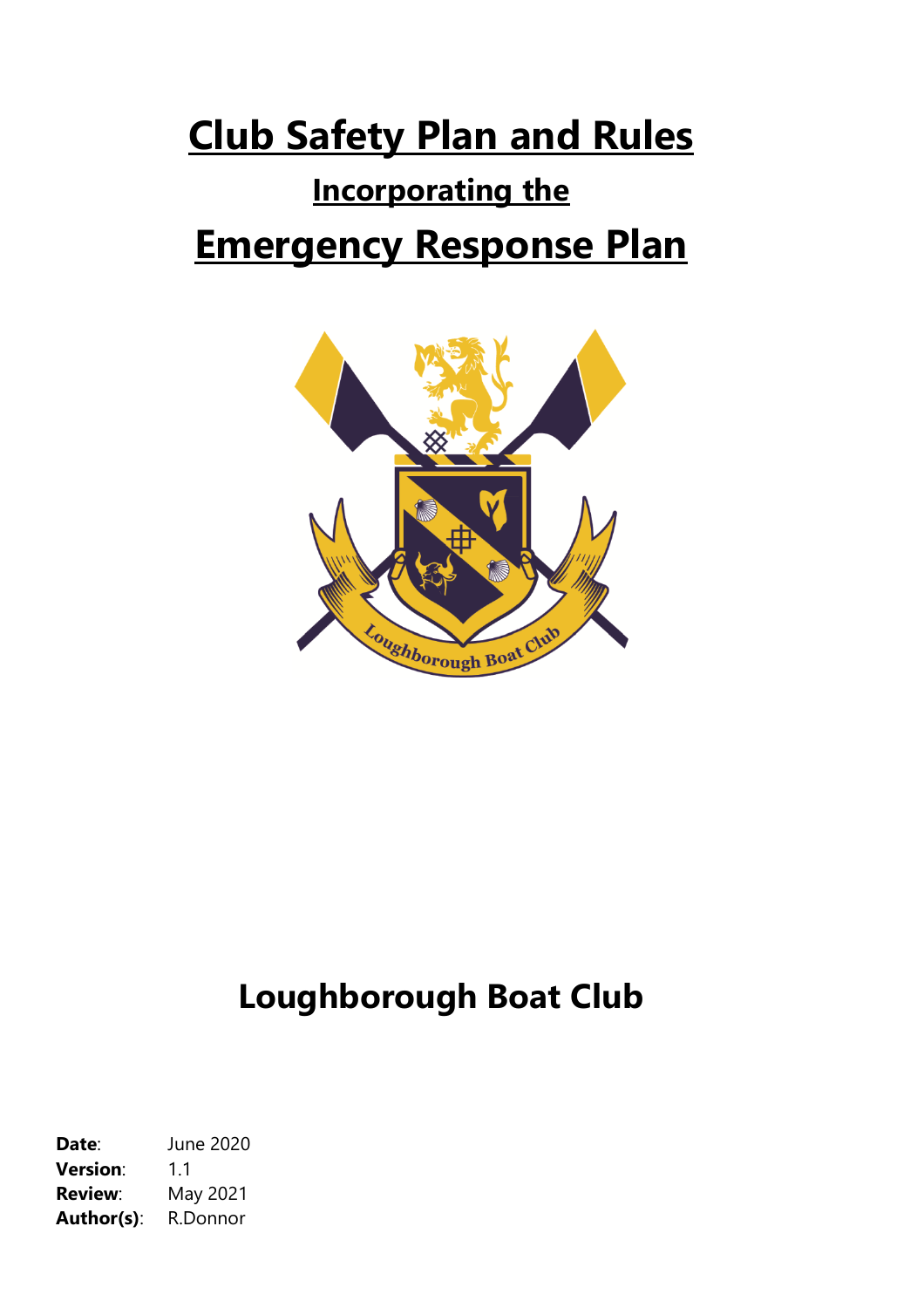# Club Safety Plan and Rules

## Incorporating the

# Emergency Response Plan

## Loughborough Boat Club

**Date**: June 2020
**Version**: 1.1
**Review**: May 2021
**Author(s)**: R.Donnor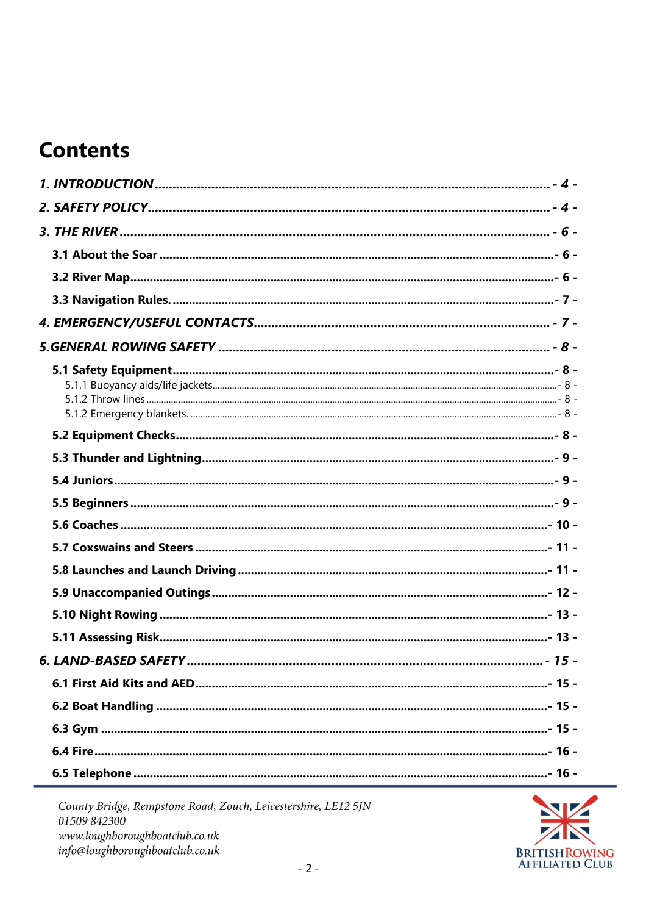# Contents

*1. INTRODUCTION* ........ - 4 -

*2. SAFETY POLICY* ........ - 4 -

*3. THE RIVER* ........ - 6 -

- **3.1 About the Soar** ........ - 6 -
- **3.2 River Map** ........ - 6 -
- **3.3 Navigation Rules.** ........ - 7 -

*4. EMERGENCY/USEFUL CONTACTS* ........ - 7 -

*5.GENERAL ROWING SAFETY* ........ - 8 -

- **5.1 Safety Equipment** ........ - 8 -
  - 5.1.1 Buoyancy aids/life jackets ........ - 8 -
  - 5.1.2 Throw lines ........ - 8 -
  - 5.1.2 Emergency blankets. ........ - 8 -
- **5.2 Equipment Checks** ........ - 8 -
- **5.3 Thunder and Lightning** ........ - 9 -
- **5.4 Juniors** ........ - 9 -
- **5.5 Beginners** ........ - 9 -
- **5.6 Coaches** ........ - 10 -
- **5.7 Coxswains and Steers** ........ - 11 -
- **5.8 Launches and Launch Driving** ........ - 11 -
- **5.9 Unaccompanied Outings** ........ - 12 -
- **5.10 Night Rowing** ........ - 13 -
- **5.11 Assessing Risk** ........ - 13 -

*6. LAND-BASED SAFETY* ........ - 15 -

- **6.1 First Aid Kits and AED** ........ - 15 -
- **6.2 Boat Handling** ........ - 15 -
- **6.3 Gym** ........ - 15 -
- **6.4 Fire** ........ - 16 -
- **6.5 Telephone** ........ - 16 -

*County Bridge, Rempstone Road, Zouch, Leicestershire, LE12 5JN*
*01509 842300*
*www.loughboroughboatclub.co.uk*
*info@loughboroughboatclub.co.uk*

BRITISH ROWING AFFILIATED CLUB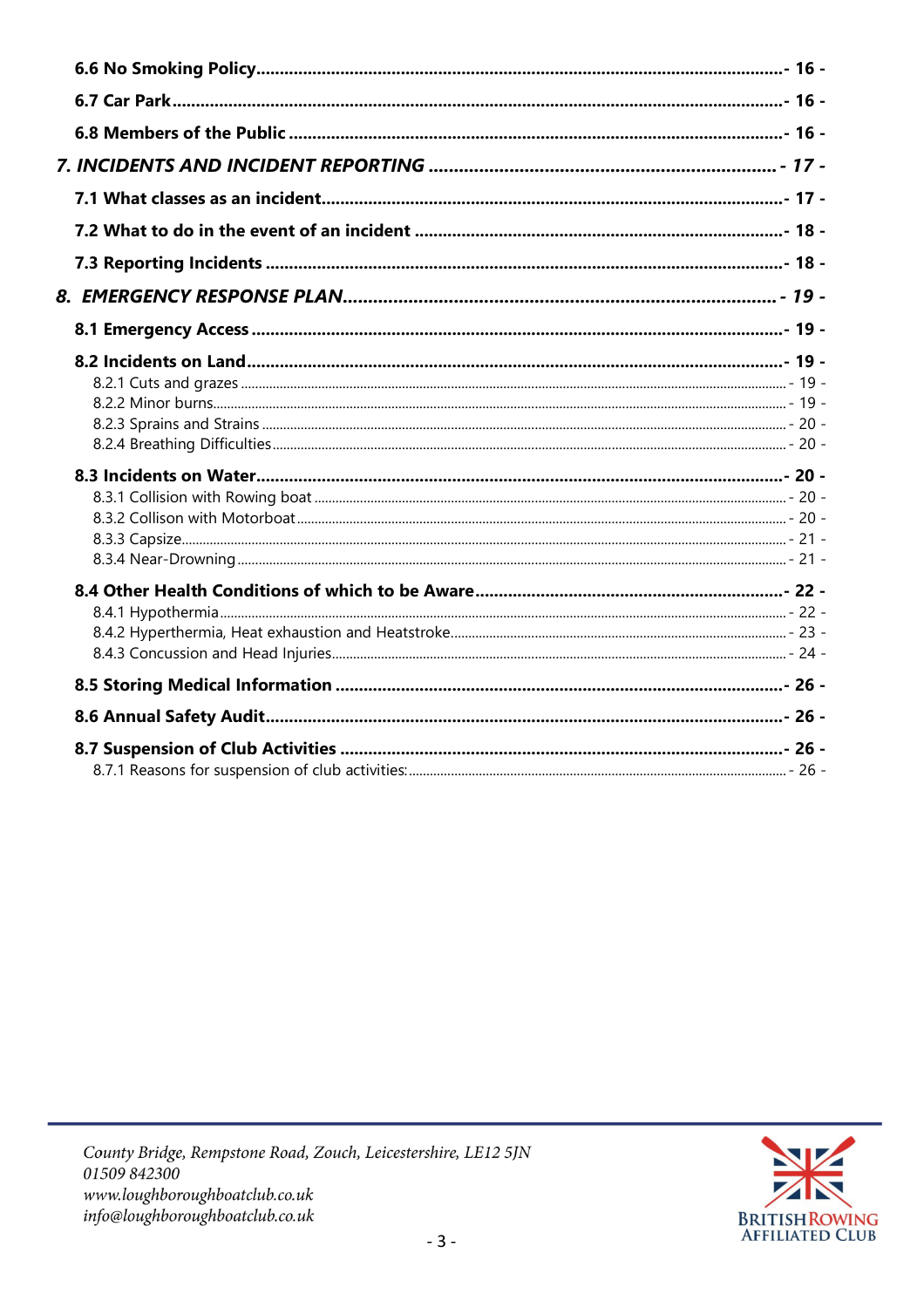**6.6 No Smoking Policy** - 16 -

**6.7 Car Park** - 16 -

**6.8 Members of the Public** - 16 -

***7. INCIDENTS AND INCIDENT REPORTING*** - 17 -

**7.1 What classes as an incident** - 17 -

**7.2 What to do in the event of an incident** - 18 -

**7.3 Reporting Incidents** - 18 -

***8. EMERGENCY RESPONSE PLAN*** - 19 -

**8.1 Emergency Access** - 19 -

**8.2 Incidents on Land** - 19 -

8.2.1 Cuts and grazes - 19 -

8.2.2 Minor burns - 19 -

8.2.3 Sprains and Strains - 20 -

8.2.4 Breathing Difficulties - 20 -

**8.3 Incidents on Water** - 20 -

8.3.1 Collision with Rowing boat - 20 -

8.3.2 Collison with Motorboat - 20 -

8.3.3 Capsize - 21 -

8.3.4 Near-Drowning - 21 -

**8.4 Other Health Conditions of which to be Aware** - 22 -

8.4.1 Hypothermia - 22 -

8.4.2 Hyperthermia, Heat exhaustion and Heatstroke - 23 -

8.4.3 Concussion and Head Injuries - 24 -

**8.5 Storing Medical Information** - 26 -

**8.6 Annual Safety Audit** - 26 -

**8.7 Suspension of Club Activities** - 26 -

8.7.1 Reasons for suspension of club activities: - 26 -

*County Bridge, Rempstone Road, Zouch, Leicestershire, LE12 5JN*
*01509 842300*
*www.loughboroughboatclub.co.uk*
*info@loughboroughboatclub.co.uk*

BRITISH ROWING AFFILIATED CLUB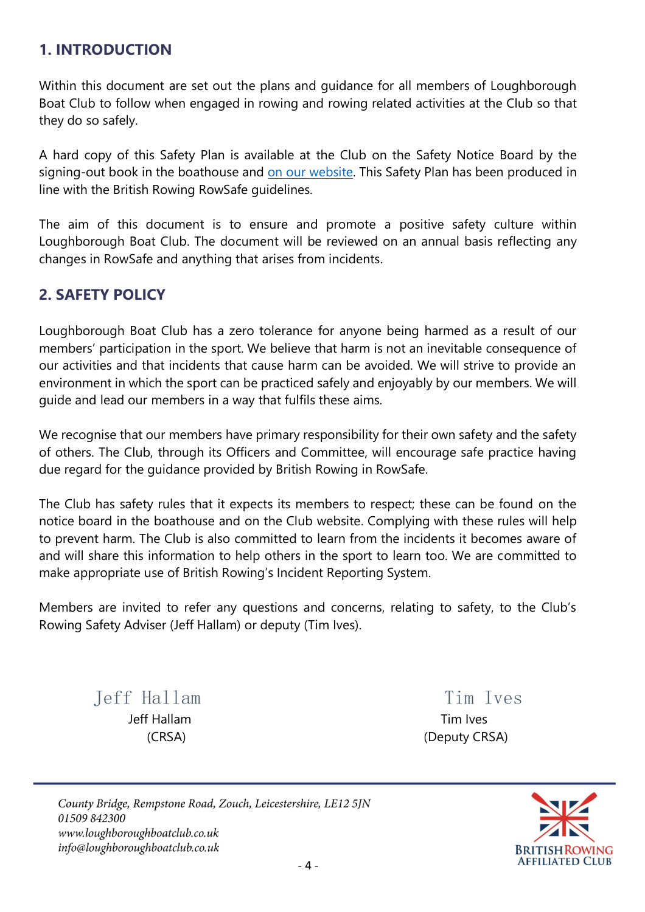## 1. INTRODUCTION

Within this document are set out the plans and guidance for all members of Loughborough Boat Club to follow when engaged in rowing and rowing related activities at the Club so that they do so safely.

A hard copy of this Safety Plan is available at the Club on the Safety Notice Board by the signing-out book in the boathouse and [on our website](). This Safety Plan has been produced in line with the British Rowing RowSafe guidelines.

The aim of this document is to ensure and promote a positive safety culture within Loughborough Boat Club. The document will be reviewed on an annual basis reflecting any changes in RowSafe and anything that arises from incidents.

## 2. SAFETY POLICY

Loughborough Boat Club has a zero tolerance for anyone being harmed as a result of our members' participation in the sport. We believe that harm is not an inevitable consequence of our activities and that incidents that cause harm can be avoided. We will strive to provide an environment in which the sport can be practiced safely and enjoyably by our members. We will guide and lead our members in a way that fulfils these aims.

We recognise that our members have primary responsibility for their own safety and the safety of others. The Club, through its Officers and Committee, will encourage safe practice having due regard for the guidance provided by British Rowing in RowSafe.

The Club has safety rules that it expects its members to respect; these can be found on the notice board in the boathouse and on the Club website. Complying with these rules will help to prevent harm. The Club is also committed to learn from the incidents it becomes aware of and will share this information to help others in the sport to learn too. We are committed to make appropriate use of British Rowing's Incident Reporting System.

Members are invited to refer any questions and concerns, relating to safety, to the Club's Rowing Safety Adviser (Jeff Hallam) or deputy (Tim Ives).

| Jeff Hallam | Tim Ives |
|---|---|
| Jeff Hallam (CRSA) | Tim Ives (Deputy CRSA) |

*County Bridge, Rempstone Road, Zouch, Leicestershire, LE12 5JN*
*01509 842300*
*www.loughboroughboatclub.co.uk*
*info@loughboroughboatclub.co.uk*

BRITISH ROWING AFFILIATED CLUB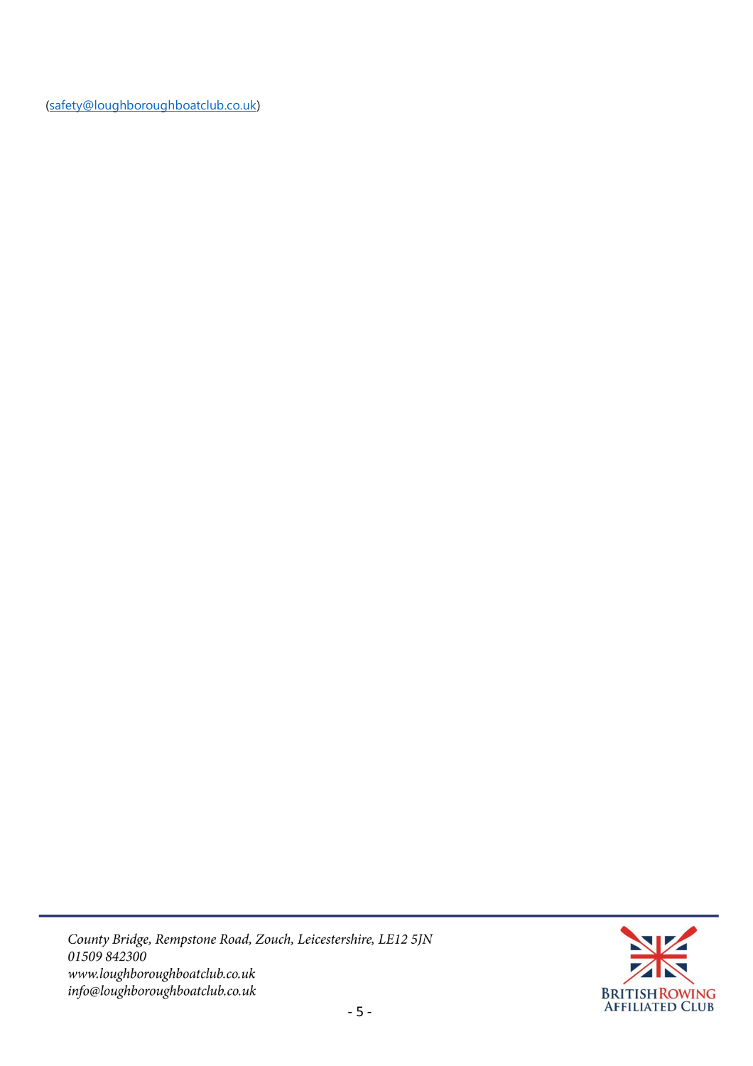(safety@loughboroughboatclub.co.uk)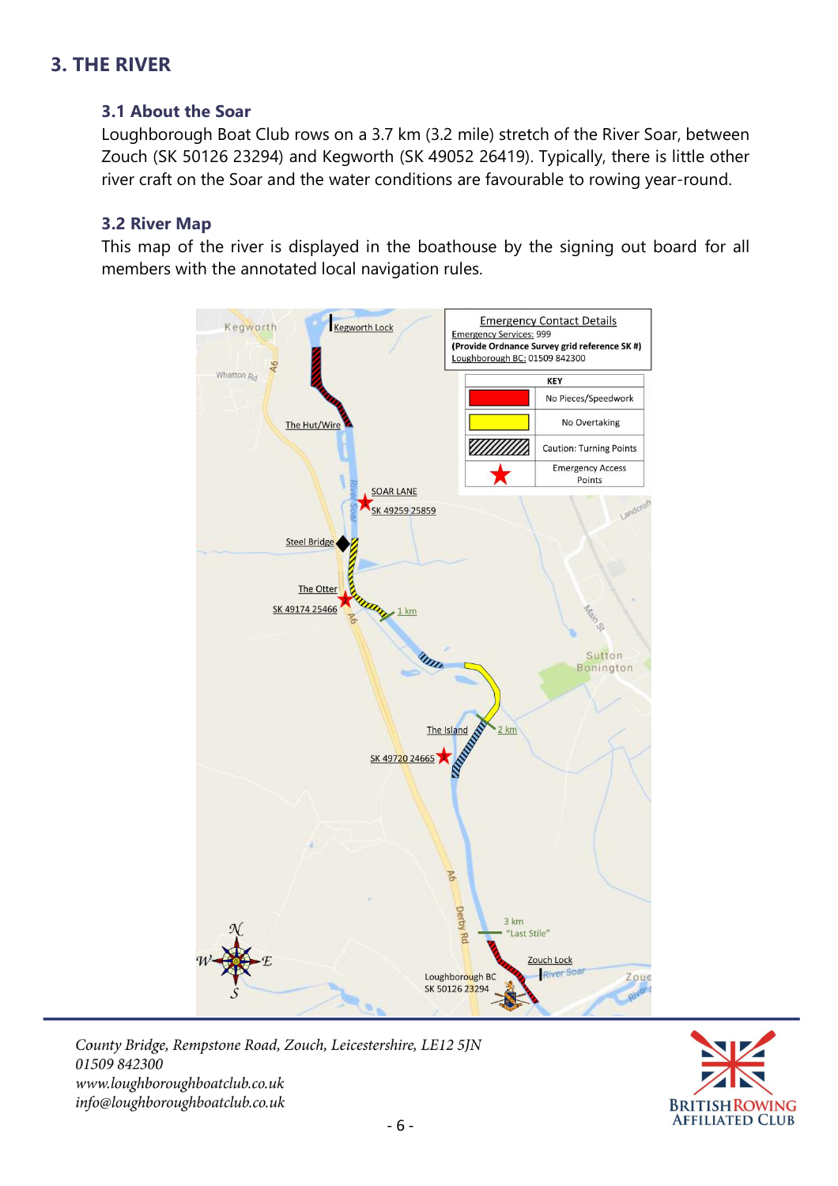## 3. THE RIVER

### 3.1 About the Soar

Loughborough Boat Club rows on a 3.7 km (3.2 mile) stretch of the River Soar, between Zouch (SK 50126 23294) and Kegworth (SK 49052 26419). Typically, there is little other river craft on the Soar and the water conditions are favourable to rowing year-round.

### 3.2 River Map

This map of the river is displayed in the boathouse by the signing out board for all members with the annotated local navigation rules.

**Emergency Contact Details**

Emergency Services: 999
**(Provide Ordnance Survey grid reference SK #)**
Loughborough BC: 01509 842300

| KEY | |
|---|---|
| Red | No Pieces/Speedwork |
| Yellow | No Overtaking |
| Hatched | Caution: Turning Points |
| Red star | Emergency Access Points |

Kegworth Lock
The Hut/Wire
SOAR LANE SK 49259 25859
Steel Bridge
The Otter SK 49174 25466
1 km
The Island
2 km
SK 49720 24665
3 km "Last Stile"
Zouch Lock
Loughborough BC SK 50126 23294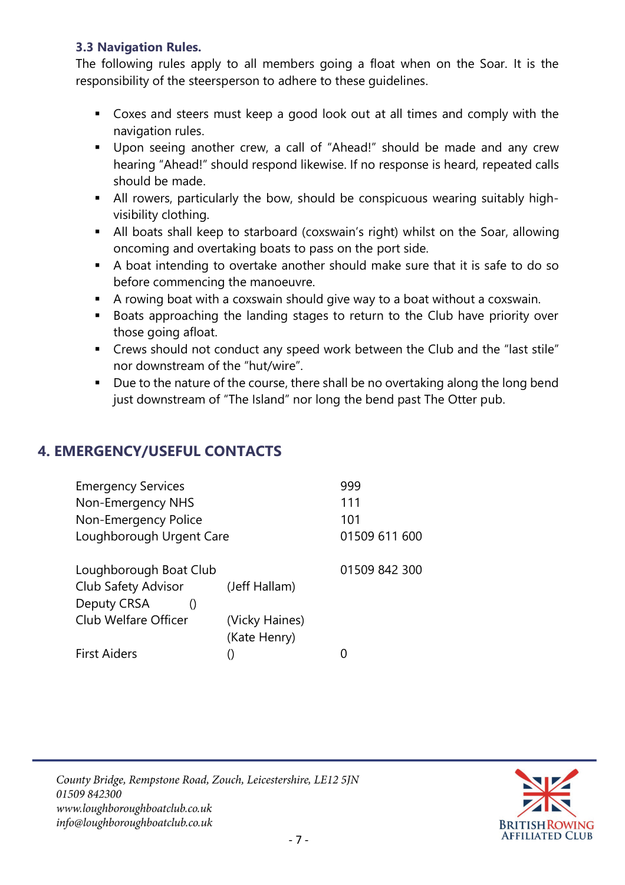### 3.3 Navigation Rules.

The following rules apply to all members going a float when on the Soar. It is the responsibility of the steersperson to adhere to these guidelines.

- Coxes and steers must keep a good look out at all times and comply with the navigation rules.
- Upon seeing another crew, a call of "Ahead!" should be made and any crew hearing "Ahead!" should respond likewise. If no response is heard, repeated calls should be made.
- All rowers, particularly the bow, should be conspicuous wearing suitably high-visibility clothing.
- All boats shall keep to starboard (coxswain's right) whilst on the Soar, allowing oncoming and overtaking boats to pass on the port side.
- A boat intending to overtake another should make sure that it is safe to do so before commencing the manoeuvre.
- A rowing boat with a coxswain should give way to a boat without a coxswain.
- Boats approaching the landing stages to return to the Club have priority over those going afloat.
- Crews should not conduct any speed work between the Club and the "last stile" nor downstream of the "hut/wire".
- Due to the nature of the course, there shall be no overtaking along the long bend just downstream of "The Island" nor long the bend past The Otter pub.

## 4. EMERGENCY/USEFUL CONTACTS

| | | |
|---|---|---|
| Emergency Services | | 999 |
| Non-Emergency NHS | | 111 |
| Non-Emergency Police | | 101 |
| Loughborough Urgent Care | | 01509 611 600 |
| | | |
| Loughborough Boat Club | | 01509 842 300 |
| Club Safety Advisor | (Jeff Hallam) | |
| Deputy CRSA | () | |
| Club Welfare Officer | (Vicky Haines) | |
| | (Kate Henry) | |
| First Aiders | () | 0 |

*County Bridge, Rempstone Road, Zouch, Leicestershire, LE12 5JN*
*01509 842300*
*www.loughboroughboatclub.co.uk*
*info@loughboroughboatclub.co.uk*

BRITISH ROWING AFFILIATED CLUB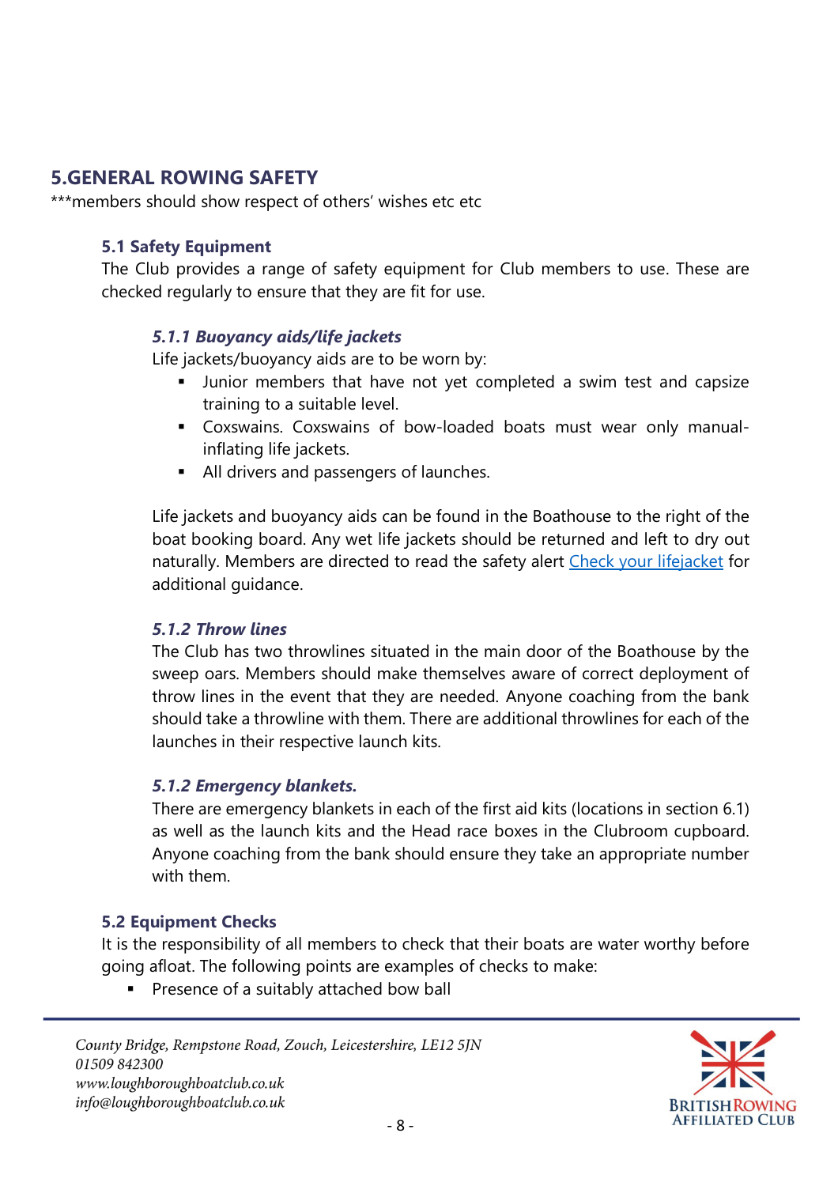## 5.GENERAL ROWING SAFETY

***members should show respect of others' wishes etc etc

### 5.1 Safety Equipment

The Club provides a range of safety equipment for Club members to use. These are checked regularly to ensure that they are fit for use.

#### *5.1.1 Buoyancy aids/life jackets*

Life jackets/buoyancy aids are to be worn by:

- Junior members that have not yet completed a swim test and capsize training to a suitable level.
- Coxswains. Coxswains of bow-loaded boats must wear only manual-inflating life jackets.
- All drivers and passengers of launches.

Life jackets and buoyancy aids can be found in the Boathouse to the right of the boat booking board. Any wet life jackets should be returned and left to dry out naturally. Members are directed to read the safety alert Check your lifejacket for additional guidance.

#### *5.1.2 Throw lines*

The Club has two throwlines situated in the main door of the Boathouse by the sweep oars. Members should make themselves aware of correct deployment of throw lines in the event that they are needed. Anyone coaching from the bank should take a throwline with them. There are additional throwlines for each of the launches in their respective launch kits.

#### *5.1.2 Emergency blankets.*

There are emergency blankets in each of the first aid kits (locations in section 6.1) as well as the launch kits and the Head race boxes in the Clubroom cupboard. Anyone coaching from the bank should ensure they take an appropriate number with them.

### 5.2 Equipment Checks

It is the responsibility of all members to check that their boats are water worthy before going afloat. The following points are examples of checks to make:

- Presence of a suitably attached bow ball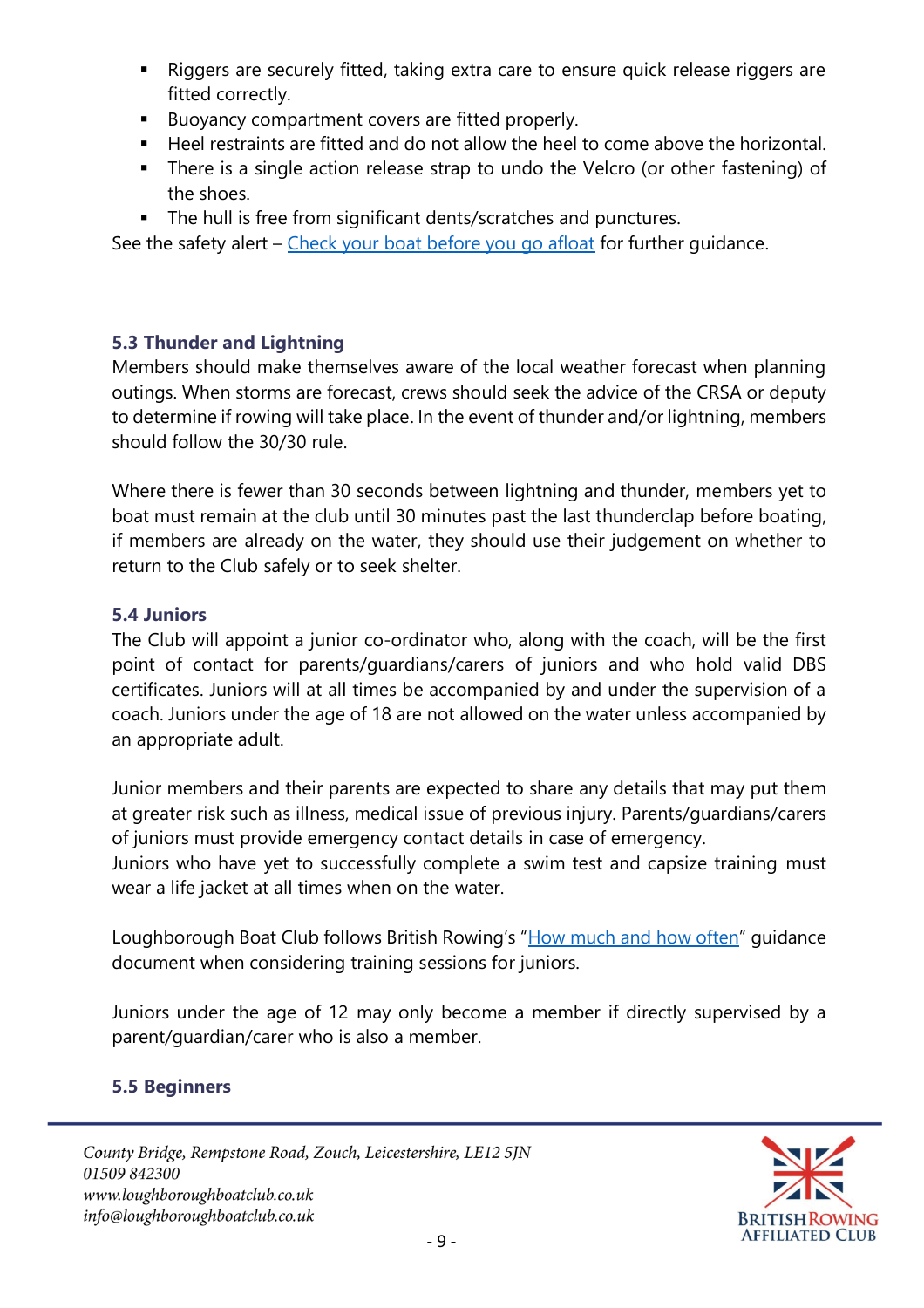- Riggers are securely fitted, taking extra care to ensure quick release riggers are fitted correctly.
- Buoyancy compartment covers are fitted properly.
- Heel restraints are fitted and do not allow the heel to come above the horizontal.
- There is a single action release strap to undo the Velcro (or other fastening) of the shoes.
- The hull is free from significant dents/scratches and punctures.

See the safety alert – [Check your boat before you go afloat]() for further guidance.

### 5.3 Thunder and Lightning

Members should make themselves aware of the local weather forecast when planning outings. When storms are forecast, crews should seek the advice of the CRSA or deputy to determine if rowing will take place. In the event of thunder and/or lightning, members should follow the 30/30 rule.

Where there is fewer than 30 seconds between lightning and thunder, members yet to boat must remain at the club until 30 minutes past the last thunderclap before boating, if members are already on the water, they should use their judgement on whether to return to the Club safely or to seek shelter.

### 5.4 Juniors

The Club will appoint a junior co-ordinator who, along with the coach, will be the first point of contact for parents/guardians/carers of juniors and who hold valid DBS certificates. Juniors will at all times be accompanied by and under the supervision of a coach. Juniors under the age of 18 are not allowed on the water unless accompanied by an appropriate adult.

Junior members and their parents are expected to share any details that may put them at greater risk such as illness, medical issue of previous injury. Parents/guardians/carers of juniors must provide emergency contact details in case of emergency.
Juniors who have yet to successfully complete a swim test and capsize training must wear a life jacket at all times when on the water.

Loughborough Boat Club follows British Rowing's "[How much and how often]()" guidance document when considering training sessions for juniors.

Juniors under the age of 12 may only become a member if directly supervised by a parent/guardian/carer who is also a member.

### 5.5 Beginners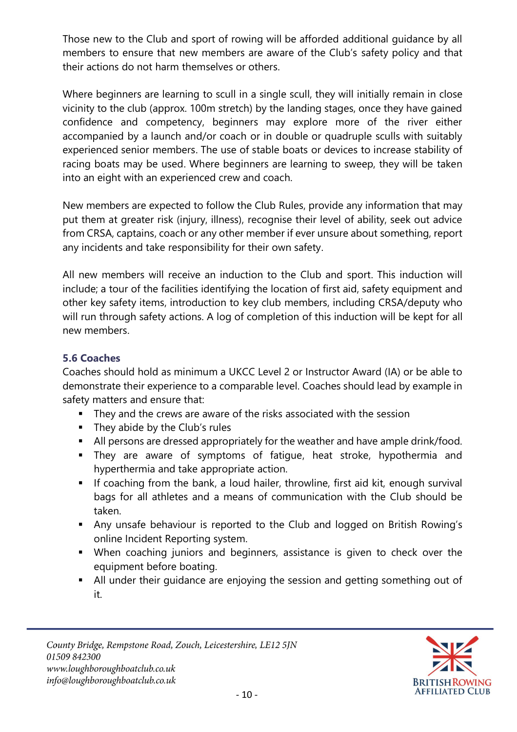Those new to the Club and sport of rowing will be afforded additional guidance by all members to ensure that new members are aware of the Club's safety policy and that their actions do not harm themselves or others.

Where beginners are learning to scull in a single scull, they will initially remain in close vicinity to the club (approx. 100m stretch) by the landing stages, once they have gained confidence and competency, beginners may explore more of the river either accompanied by a launch and/or coach or in double or quadruple sculls with suitably experienced senior members. The use of stable boats or devices to increase stability of racing boats may be used. Where beginners are learning to sweep, they will be taken into an eight with an experienced crew and coach.

New members are expected to follow the Club Rules, provide any information that may put them at greater risk (injury, illness), recognise their level of ability, seek out advice from CRSA, captains, coach or any other member if ever unsure about something, report any incidents and take responsibility for their own safety.

All new members will receive an induction to the Club and sport. This induction will include; a tour of the facilities identifying the location of first aid, safety equipment and other key safety items, introduction to key club members, including CRSA/deputy who will run through safety actions. A log of completion of this induction will be kept for all new members.

### 5.6 Coaches

Coaches should hold as minimum a UKCC Level 2 or Instructor Award (IA) or be able to demonstrate their experience to a comparable level. Coaches should lead by example in safety matters and ensure that:

- They and the crews are aware of the risks associated with the session
- They abide by the Club's rules
- All persons are dressed appropriately for the weather and have ample drink/food.
- They are aware of symptoms of fatigue, heat stroke, hypothermia and hyperthermia and take appropriate action.
- If coaching from the bank, a loud hailer, throwline, first aid kit, enough survival bags for all athletes and a means of communication with the Club should be taken.
- Any unsafe behaviour is reported to the Club and logged on British Rowing's online Incident Reporting system.
- When coaching juniors and beginners, assistance is given to check over the equipment before boating.
- All under their guidance are enjoying the session and getting something out of it.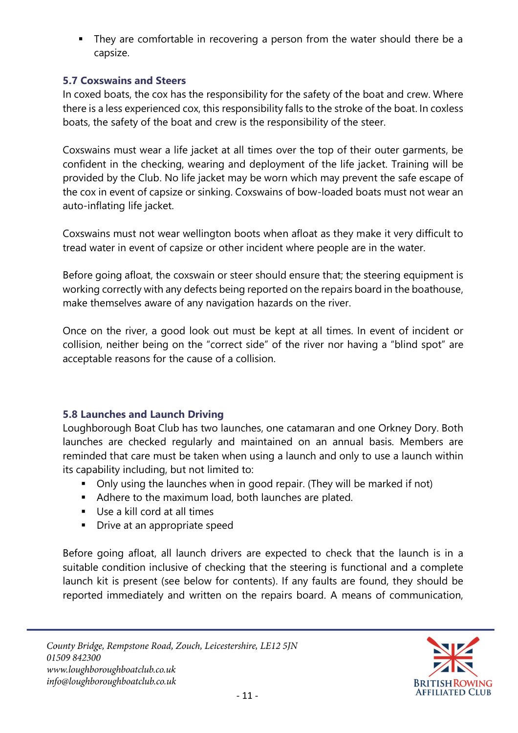- They are comfortable in recovering a person from the water should there be a capsize.

### 5.7 Coxswains and Steers

In coxed boats, the cox has the responsibility for the safety of the boat and crew. Where there is a less experienced cox, this responsibility falls to the stroke of the boat. In coxless boats, the safety of the boat and crew is the responsibility of the steer.

Coxswains must wear a life jacket at all times over the top of their outer garments, be confident in the checking, wearing and deployment of the life jacket. Training will be provided by the Club. No life jacket may be worn which may prevent the safe escape of the cox in event of capsize or sinking. Coxswains of bow-loaded boats must not wear an auto-inflating life jacket.

Coxswains must not wear wellington boots when afloat as they make it very difficult to tread water in event of capsize or other incident where people are in the water.

Before going afloat, the coxswain or steer should ensure that; the steering equipment is working correctly with any defects being reported on the repairs board in the boathouse, make themselves aware of any navigation hazards on the river.

Once on the river, a good look out must be kept at all times. In event of incident or collision, neither being on the "correct side" of the river nor having a "blind spot" are acceptable reasons for the cause of a collision.

### 5.8 Launches and Launch Driving

Loughborough Boat Club has two launches, one catamaran and one Orkney Dory. Both launches are checked regularly and maintained on an annual basis. Members are reminded that care must be taken when using a launch and only to use a launch within its capability including, but not limited to:

- Only using the launches when in good repair. (They will be marked if not)
- Adhere to the maximum load, both launches are plated.
- Use a kill cord at all times
- Drive at an appropriate speed

Before going afloat, all launch drivers are expected to check that the launch is in a suitable condition inclusive of checking that the steering is functional and a complete launch kit is present (see below for contents). If any faults are found, they should be reported immediately and written on the repairs board. A means of communication,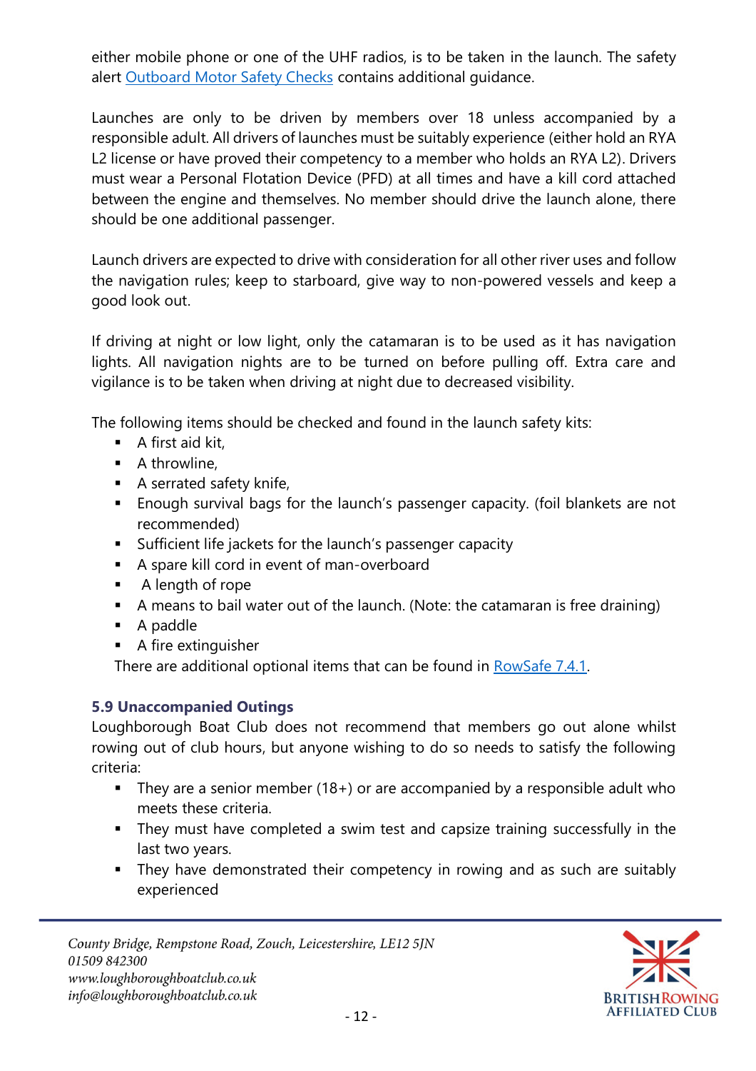either mobile phone or one of the UHF radios, is to be taken in the launch. The safety alert [Outboard Motor Safety Checks](#) contains additional guidance.

Launches are only to be driven by members over 18 unless accompanied by a responsible adult. All drivers of launches must be suitably experience (either hold an RYA L2 license or have proved their competency to a member who holds an RYA L2). Drivers must wear a Personal Flotation Device (PFD) at all times and have a kill cord attached between the engine and themselves. No member should drive the launch alone, there should be one additional passenger.

Launch drivers are expected to drive with consideration for all other river uses and follow the navigation rules; keep to starboard, give way to non-powered vessels and keep a good look out.

If driving at night or low light, only the catamaran is to be used as it has navigation lights. All navigation nights are to be turned on before pulling off. Extra care and vigilance is to be taken when driving at night due to decreased visibility.

The following items should be checked and found in the launch safety kits:

- A first aid kit,
- A throwline,
- A serrated safety knife,
- Enough survival bags for the launch's passenger capacity. (foil blankets are not recommended)
- Sufficient life jackets for the launch's passenger capacity
- A spare kill cord in event of man-overboard
- A length of rope
- A means to bail water out of the launch. (Note: the catamaran is free draining)
- A paddle
- A fire extinguisher

There are additional optional items that can be found in [RowSafe 7.4.1](#).

### 5.9 Unaccompanied Outings

Loughborough Boat Club does not recommend that members go out alone whilst rowing out of club hours, but anyone wishing to do so needs to satisfy the following criteria:

- They are a senior member (18+) or are accompanied by a responsible adult who meets these criteria.
- They must have completed a swim test and capsize training successfully in the last two years.
- They have demonstrated their competency in rowing and as such are suitably experienced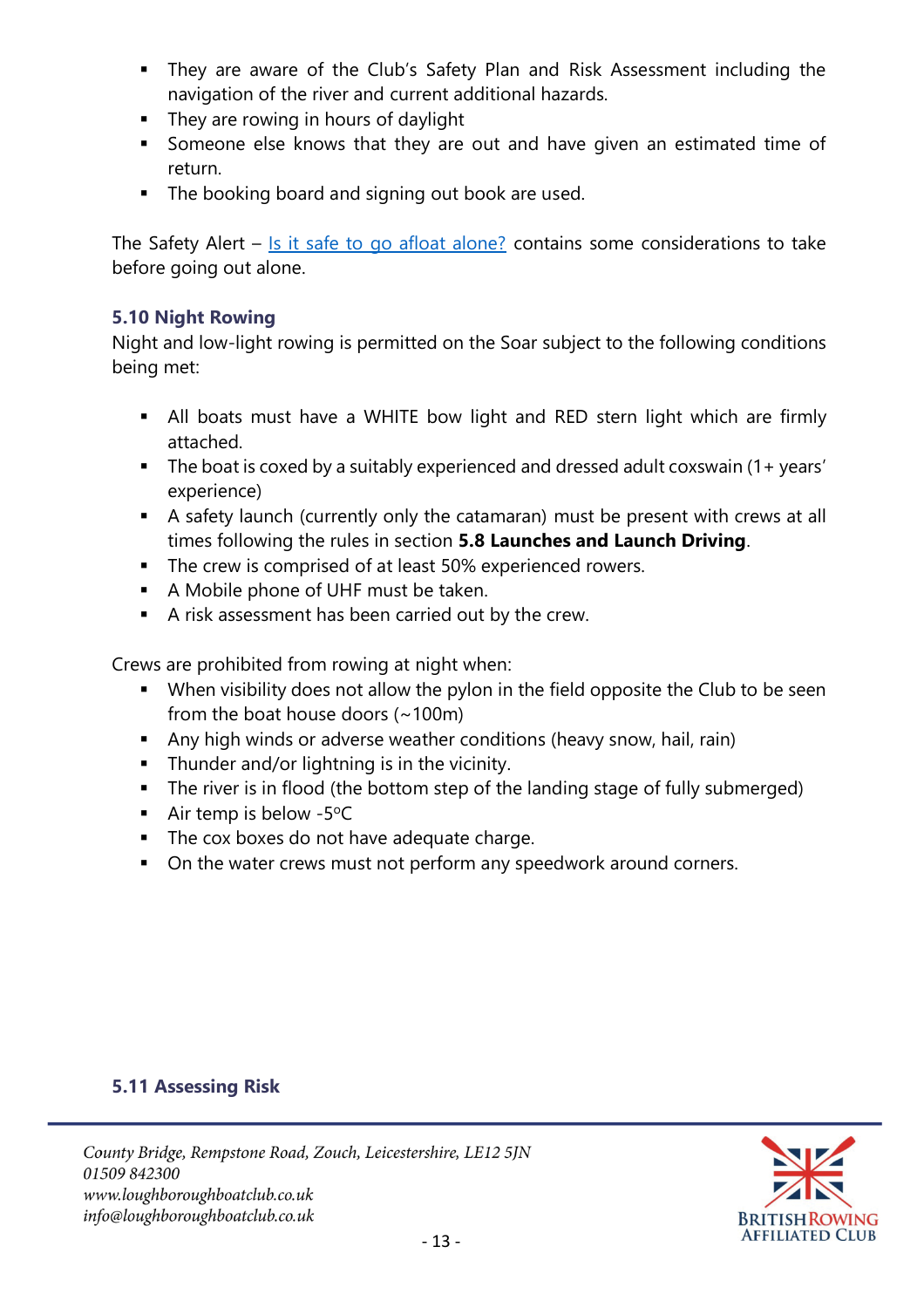- They are aware of the Club's Safety Plan and Risk Assessment including the navigation of the river and current additional hazards.
- They are rowing in hours of daylight
- Someone else knows that they are out and have given an estimated time of return.
- The booking board and signing out book are used.

The Safety Alert – [Is it safe to go afloat alone?]() contains some considerations to take before going out alone.

### 5.10 Night Rowing

Night and low-light rowing is permitted on the Soar subject to the following conditions being met:

- All boats must have a WHITE bow light and RED stern light which are firmly attached.
- The boat is coxed by a suitably experienced and dressed adult coxswain (1+ years' experience)
- A safety launch (currently only the catamaran) must be present with crews at all times following the rules in section **5.8 Launches and Launch Driving**.
- The crew is comprised of at least 50% experienced rowers.
- A Mobile phone of UHF must be taken.
- A risk assessment has been carried out by the crew.

Crews are prohibited from rowing at night when:

- When visibility does not allow the pylon in the field opposite the Club to be seen from the boat house doors (~100m)
- Any high winds or adverse weather conditions (heavy snow, hail, rain)
- Thunder and/or lightning is in the vicinity.
- The river is in flood (the bottom step of the landing stage of fully submerged)
- Air temp is below -5°C
- The cox boxes do not have adequate charge.
- On the water crews must not perform any speedwork around corners.

### 5.11 Assessing Risk

*County Bridge, Rempstone Road, Zouch, Leicestershire, LE12 5JN*
*01509 842300*
*www.loughboroughboatclub.co.uk*
*info@loughboroughboatclub.co.uk*

BRITISH ROWING AFFILIATED CLUB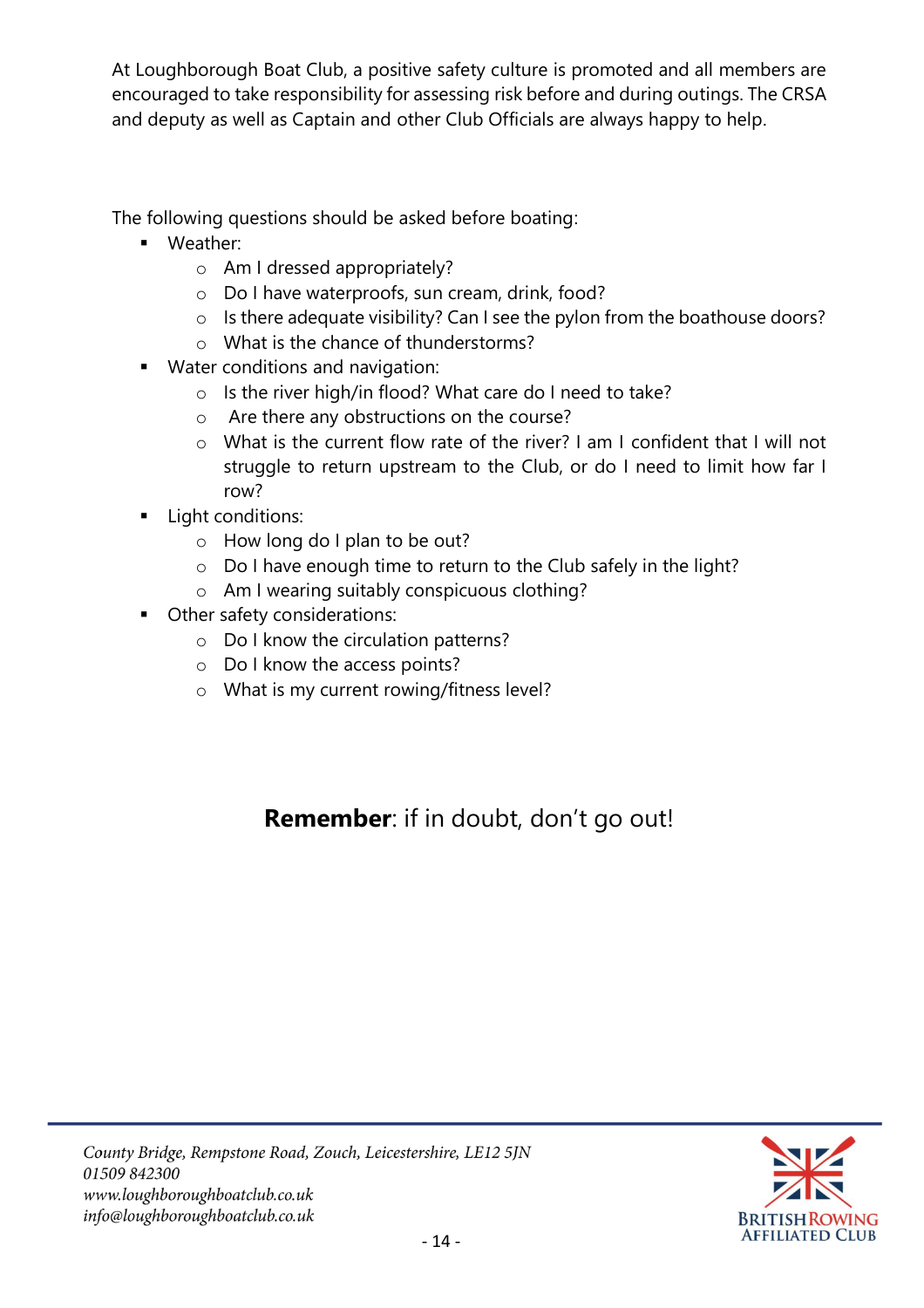At Loughborough Boat Club, a positive safety culture is promoted and all members are encouraged to take responsibility for assessing risk before and during outings. The CRSA and deputy as well as Captain and other Club Officials are always happy to help.

The following questions should be asked before boating:

- Weather:
  - Am I dressed appropriately?
  - Do I have waterproofs, sun cream, drink, food?
  - Is there adequate visibility? Can I see the pylon from the boathouse doors?
  - What is the chance of thunderstorms?
- Water conditions and navigation:
  - Is the river high/in flood? What care do I need to take?
  - Are there any obstructions on the course?
  - What is the current flow rate of the river? I am I confident that I will not struggle to return upstream to the Club, or do I need to limit how far I row?
- Light conditions:
  - How long do I plan to be out?
  - Do I have enough time to return to the Club safely in the light?
  - Am I wearing suitably conspicuous clothing?
- Other safety considerations:
  - Do I know the circulation patterns?
  - Do I know the access points?
  - What is my current rowing/fitness level?

**Remember**: if in doubt, don't go out!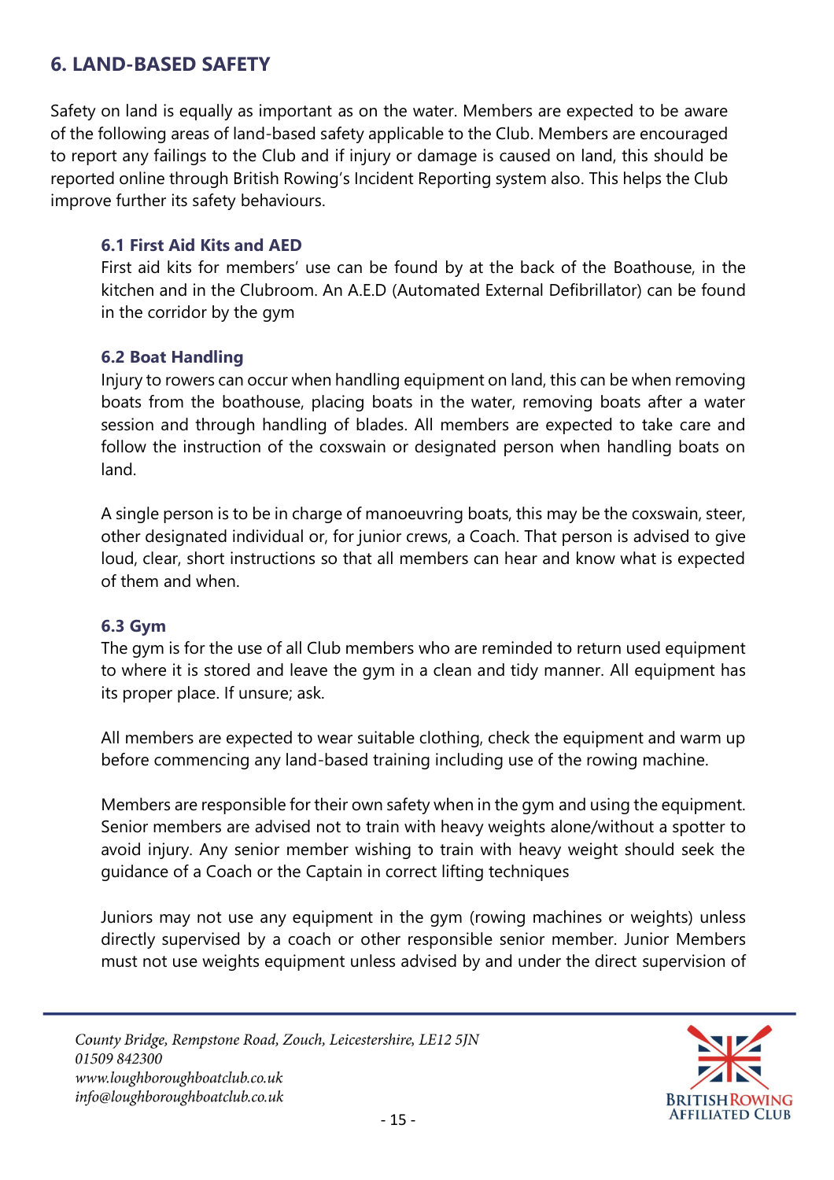## 6. LAND-BASED SAFETY

Safety on land is equally as important as on the water. Members are expected to be aware of the following areas of land-based safety applicable to the Club. Members are encouraged to report any failings to the Club and if injury or damage is caused on land, this should be reported online through British Rowing's Incident Reporting system also. This helps the Club improve further its safety behaviours.

### 6.1 First Aid Kits and AED

First aid kits for members' use can be found by at the back of the Boathouse, in the kitchen and in the Clubroom. An A.E.D (Automated External Defibrillator) can be found in the corridor by the gym

### 6.2 Boat Handling

Injury to rowers can occur when handling equipment on land, this can be when removing boats from the boathouse, placing boats in the water, removing boats after a water session and through handling of blades. All members are expected to take care and follow the instruction of the coxswain or designated person when handling boats on land.

A single person is to be in charge of manoeuvring boats, this may be the coxswain, steer, other designated individual or, for junior crews, a Coach. That person is advised to give loud, clear, short instructions so that all members can hear and know what is expected of them and when.

### 6.3 Gym

The gym is for the use of all Club members who are reminded to return used equipment to where it is stored and leave the gym in a clean and tidy manner. All equipment has its proper place. If unsure; ask.

All members are expected to wear suitable clothing, check the equipment and warm up before commencing any land-based training including use of the rowing machine.

Members are responsible for their own safety when in the gym and using the equipment. Senior members are advised not to train with heavy weights alone/without a spotter to avoid injury. Any senior member wishing to train with heavy weight should seek the guidance of a Coach or the Captain in correct lifting techniques

Juniors may not use any equipment in the gym (rowing machines or weights) unless directly supervised by a coach or other responsible senior member. Junior Members must not use weights equipment unless advised by and under the direct supervision of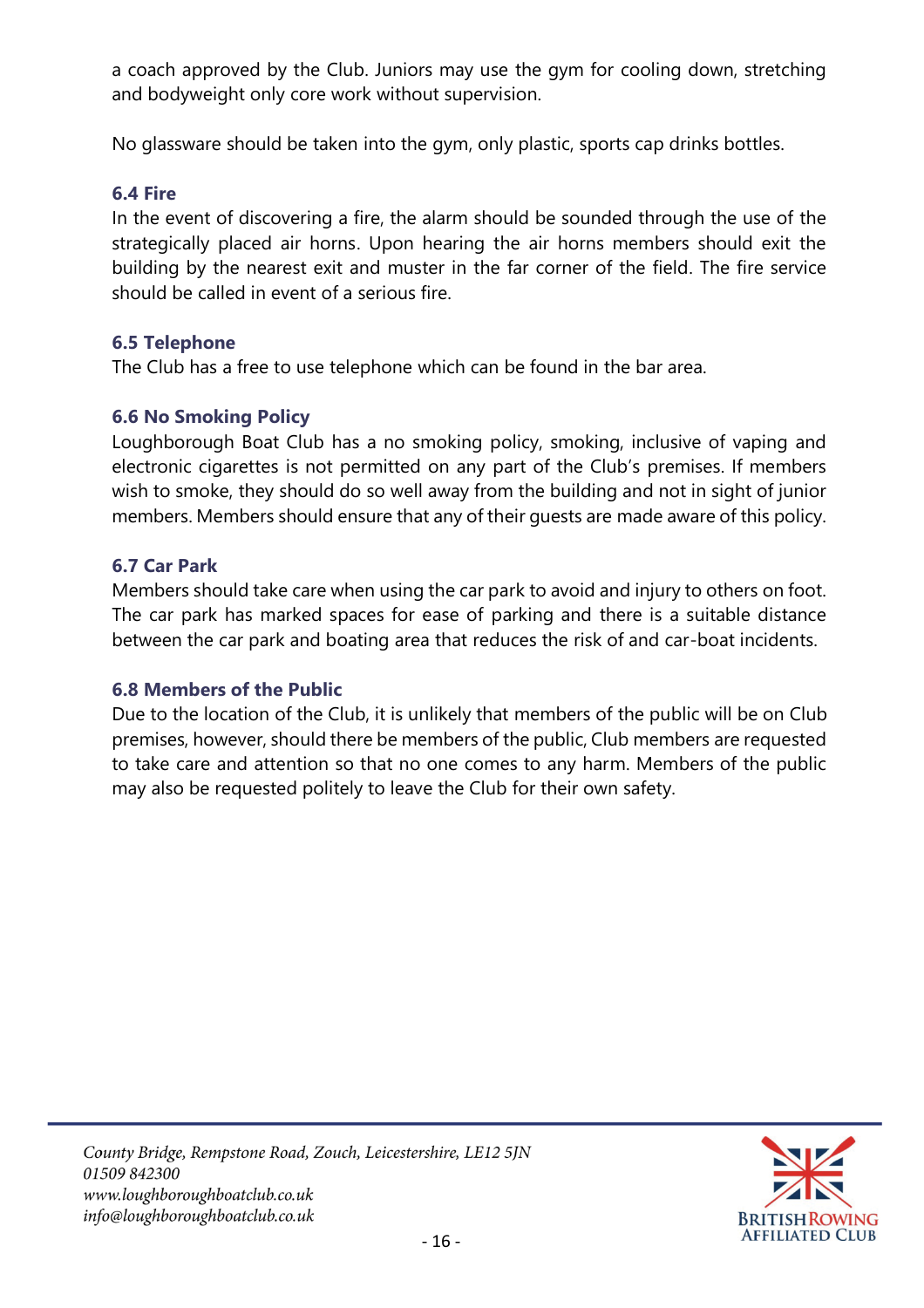a coach approved by the Club. Juniors may use the gym for cooling down, stretching and bodyweight only core work without supervision.

No glassware should be taken into the gym, only plastic, sports cap drinks bottles.

### 6.4 Fire

In the event of discovering a fire, the alarm should be sounded through the use of the strategically placed air horns. Upon hearing the air horns members should exit the building by the nearest exit and muster in the far corner of the field. The fire service should be called in event of a serious fire.

### 6.5 Telephone

The Club has a free to use telephone which can be found in the bar area.

### 6.6 No Smoking Policy

Loughborough Boat Club has a no smoking policy, smoking, inclusive of vaping and electronic cigarettes is not permitted on any part of the Club's premises. If members wish to smoke, they should do so well away from the building and not in sight of junior members. Members should ensure that any of their guests are made aware of this policy.

### 6.7 Car Park

Members should take care when using the car park to avoid and injury to others on foot. The car park has marked spaces for ease of parking and there is a suitable distance between the car park and boating area that reduces the risk of and car-boat incidents.

### 6.8 Members of the Public

Due to the location of the Club, it is unlikely that members of the public will be on Club premises, however, should there be members of the public, Club members are requested to take care and attention so that no one comes to any harm. Members of the public may also be requested politely to leave the Club for their own safety.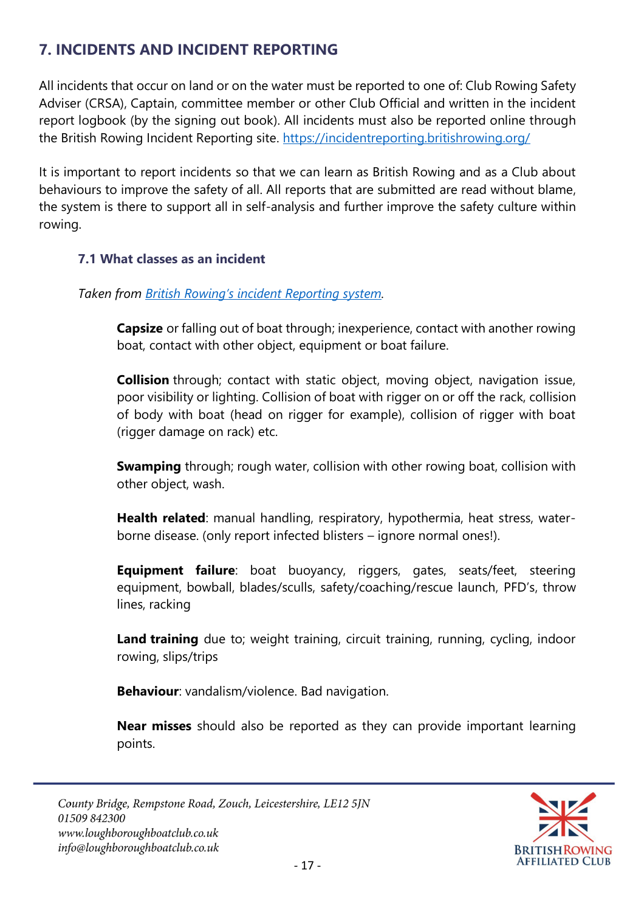## 7. INCIDENTS AND INCIDENT REPORTING

All incidents that occur on land or on the water must be reported to one of: Club Rowing Safety Adviser (CRSA), Captain, committee member or other Club Official and written in the incident report logbook (by the signing out book). All incidents must also be reported online through the British Rowing Incident Reporting site. https://incidentreporting.britishrowing.org/

It is important to report incidents so that we can learn as British Rowing and as a Club about behaviours to improve the safety of all. All reports that are submitted are read without blame, the system is there to support all in self-analysis and further improve the safety culture within rowing.

### 7.1 What classes as an incident

*Taken from British Rowing's incident Reporting system.*

**Capsize** or falling out of boat through; inexperience, contact with another rowing boat, contact with other object, equipment or boat failure.

**Collision** through; contact with static object, moving object, navigation issue, poor visibility or lighting. Collision of boat with rigger on or off the rack, collision of body with boat (head on rigger for example), collision of rigger with boat (rigger damage on rack) etc.

**Swamping** through; rough water, collision with other rowing boat, collision with other object, wash.

**Health related**: manual handling, respiratory, hypothermia, heat stress, water-borne disease. (only report infected blisters – ignore normal ones!).

**Equipment failure**: boat buoyancy, riggers, gates, seats/feet, steering equipment, bowball, blades/sculls, safety/coaching/rescue launch, PFD's, throw lines, racking

**Land training** due to; weight training, circuit training, running, cycling, indoor rowing, slips/trips

**Behaviour**: vandalism/violence. Bad navigation.

**Near misses** should also be reported as they can provide important learning points.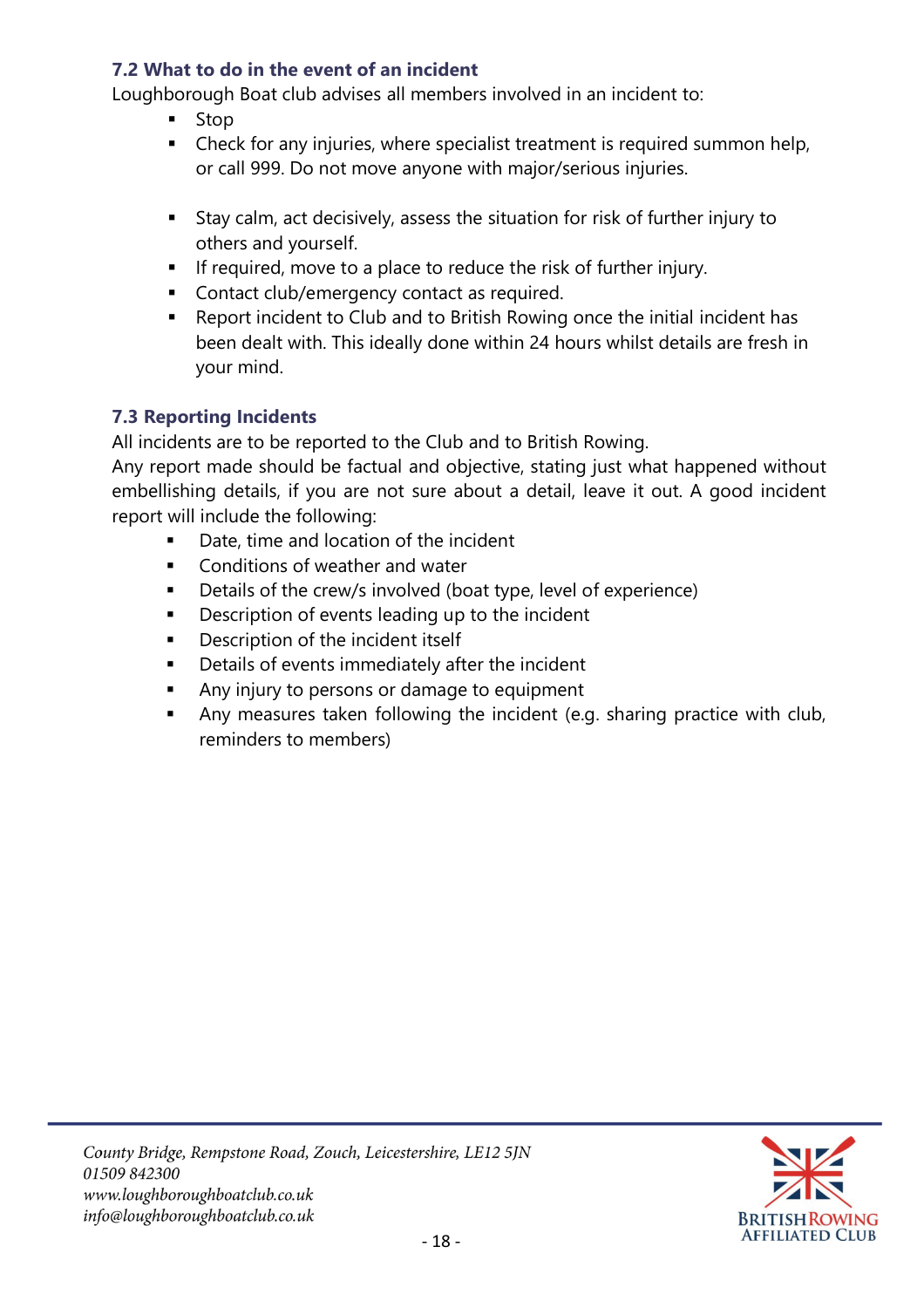### 7.2 What to do in the event of an incident

Loughborough Boat club advises all members involved in an incident to:

- Stop
- Check for any injuries, where specialist treatment is required summon help, or call 999. Do not move anyone with major/serious injuries.
- Stay calm, act decisively, assess the situation for risk of further injury to others and yourself.
- If required, move to a place to reduce the risk of further injury.
- Contact club/emergency contact as required.
- Report incident to Club and to British Rowing once the initial incident has been dealt with. This ideally done within 24 hours whilst details are fresh in your mind.

### 7.3 Reporting Incidents

All incidents are to be reported to the Club and to British Rowing.
Any report made should be factual and objective, stating just what happened without embellishing details, if you are not sure about a detail, leave it out. A good incident report will include the following:

- Date, time and location of the incident
- Conditions of weather and water
- Details of the crew/s involved (boat type, level of experience)
- Description of events leading up to the incident
- Description of the incident itself
- Details of events immediately after the incident
- Any injury to persons or damage to equipment
- Any measures taken following the incident (e.g. sharing practice with club, reminders to members)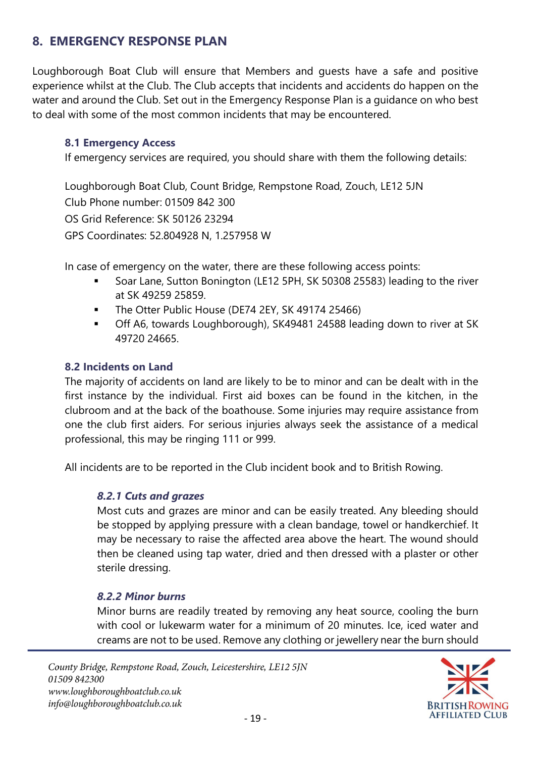## 8. EMERGENCY RESPONSE PLAN

Loughborough Boat Club will ensure that Members and guests have a safe and positive experience whilst at the Club. The Club accepts that incidents and accidents do happen on the water and around the Club. Set out in the Emergency Response Plan is a guidance on who best to deal with some of the most common incidents that may be encountered.

### 8.1 Emergency Access

If emergency services are required, you should share with them the following details:

Loughborough Boat Club, Count Bridge, Rempstone Road, Zouch, LE12 5JN
Club Phone number: 01509 842 300
OS Grid Reference: SK 50126 23294
GPS Coordinates: 52.804928 N, 1.257958 W

In case of emergency on the water, there are these following access points:

- Soar Lane, Sutton Bonington (LE12 5PH, SK 50308 25583) leading to the river at SK 49259 25859.
- The Otter Public House (DE74 2EY, SK 49174 25466)
- Off A6, towards Loughborough), SK49481 24588 leading down to river at SK 49720 24665.

### 8.2 Incidents on Land

The majority of accidents on land are likely to be to minor and can be dealt with in the first instance by the individual. First aid boxes can be found in the kitchen, in the clubroom and at the back of the boathouse. Some injuries may require assistance from one the club first aiders. For serious injuries always seek the assistance of a medical professional, this may be ringing 111 or 999.

All incidents are to be reported in the Club incident book and to British Rowing.

#### *8.2.1 Cuts and grazes*

Most cuts and grazes are minor and can be easily treated. Any bleeding should be stopped by applying pressure with a clean bandage, towel or handkerchief. It may be necessary to raise the affected area above the heart. The wound should then be cleaned using tap water, dried and then dressed with a plaster or other sterile dressing.

#### *8.2.2 Minor burns*

Minor burns are readily treated by removing any heat source, cooling the burn with cool or lukewarm water for a minimum of 20 minutes. Ice, iced water and creams are not to be used. Remove any clothing or jewellery near the burn should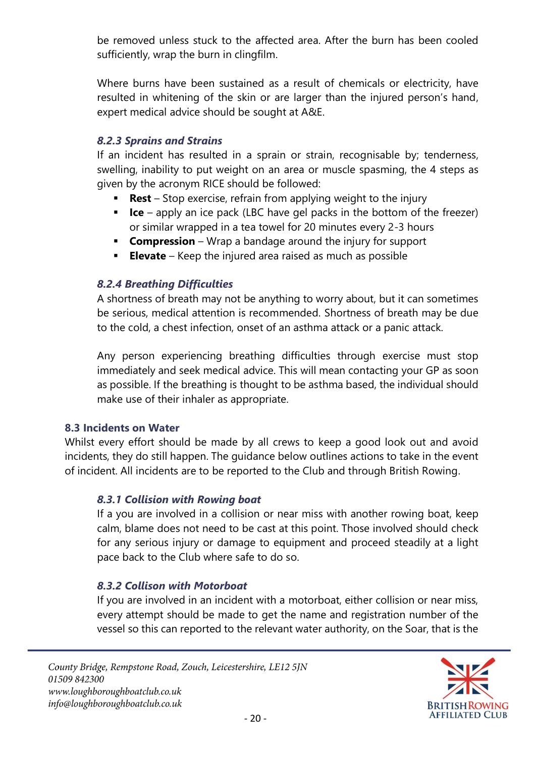be removed unless stuck to the affected area. After the burn has been cooled sufficiently, wrap the burn in clingfilm.

Where burns have been sustained as a result of chemicals or electricity, have resulted in whitening of the skin or are larger than the injured person's hand, expert medical advice should be sought at A&E.

#### *8.2.3 Sprains and Strains*

If an incident has resulted in a sprain or strain, recognisable by; tenderness, swelling, inability to put weight on an area or muscle spasming, the 4 steps as given by the acronym RICE should be followed:

- **Rest** – Stop exercise, refrain from applying weight to the injury
- **Ice** – apply an ice pack (LBC have gel packs in the bottom of the freezer) or similar wrapped in a tea towel for 20 minutes every 2-3 hours
- **Compression** – Wrap a bandage around the injury for support
- **Elevate** – Keep the injured area raised as much as possible

#### *8.2.4 Breathing Difficulties*

A shortness of breath may not be anything to worry about, but it can sometimes be serious, medical attention is recommended. Shortness of breath may be due to the cold, a chest infection, onset of an asthma attack or a panic attack.

Any person experiencing breathing difficulties through exercise must stop immediately and seek medical advice. This will mean contacting your GP as soon as possible. If the breathing is thought to be asthma based, the individual should make use of their inhaler as appropriate.

### 8.3 Incidents on Water

Whilst every effort should be made by all crews to keep a good look out and avoid incidents, they do still happen. The guidance below outlines actions to take in the event of incident. All incidents are to be reported to the Club and through British Rowing.

#### *8.3.1 Collision with Rowing boat*

If a you are involved in a collision or near miss with another rowing boat, keep calm, blame does not need to be cast at this point. Those involved should check for any serious injury or damage to equipment and proceed steadily at a light pace back to the Club where safe to do so.

#### *8.3.2 Collison with Motorboat*

If you are involved in an incident with a motorboat, either collision or near miss, every attempt should be made to get the name and registration number of the vessel so this can reported to the relevant water authority, on the Soar, that is the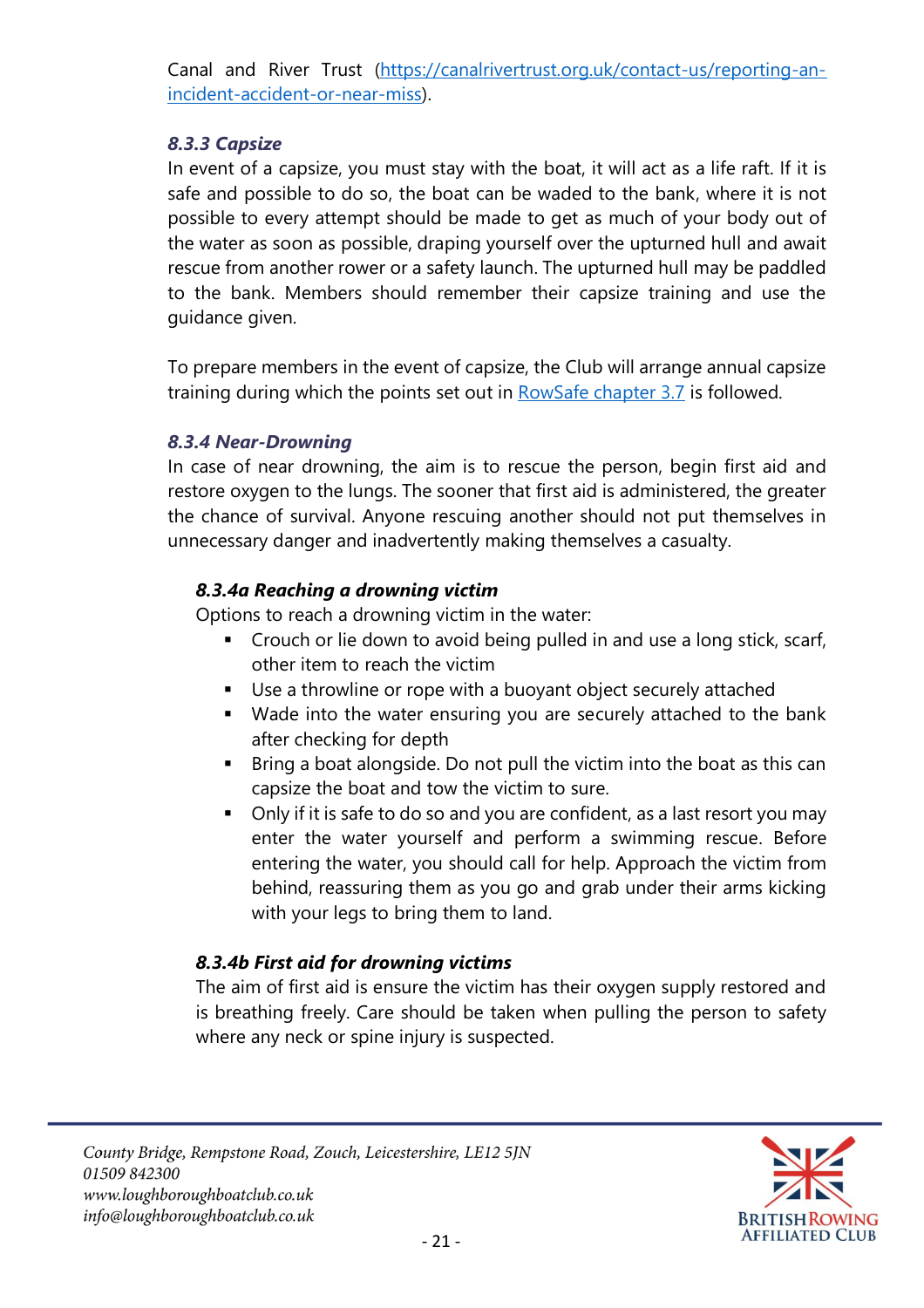Canal and River Trust ([https://canalrivertrust.org.uk/contact-us/reporting-an-incident-accident-or-near-miss](https://canalrivertrust.org.uk/contact-us/reporting-an-incident-accident-or-near-miss)).

### *8.3.3 Capsize*

In event of a capsize, you must stay with the boat, it will act as a life raft. If it is safe and possible to do so, the boat can be waded to the bank, where it is not possible to every attempt should be made to get as much of your body out of the water as soon as possible, draping yourself over the upturned hull and await rescue from another rower or a safety launch. The upturned hull may be paddled to the bank. Members should remember their capsize training and use the guidance given.

To prepare members in the event of capsize, the Club will arrange annual capsize training during which the points set out in RowSafe chapter 3.7 is followed.

### *8.3.4 Near-Drowning*

In case of near drowning, the aim is to rescue the person, begin first aid and restore oxygen to the lungs. The sooner that first aid is administered, the greater the chance of survival. Anyone rescuing another should not put themselves in unnecessary danger and inadvertently making themselves a casualty.

#### *8.3.4a Reaching a drowning victim*

Options to reach a drowning victim in the water:

- Crouch or lie down to avoid being pulled in and use a long stick, scarf, other item to reach the victim
- Use a throwline or rope with a buoyant object securely attached
- Wade into the water ensuring you are securely attached to the bank after checking for depth
- Bring a boat alongside. Do not pull the victim into the boat as this can capsize the boat and tow the victim to sure.
- Only if it is safe to do so and you are confident, as a last resort you may enter the water yourself and perform a swimming rescue. Before entering the water, you should call for help. Approach the victim from behind, reassuring them as you go and grab under their arms kicking with your legs to bring them to land.

#### *8.3.4b First aid for drowning victims*

The aim of first aid is ensure the victim has their oxygen supply restored and is breathing freely. Care should be taken when pulling the person to safety where any neck or spine injury is suspected.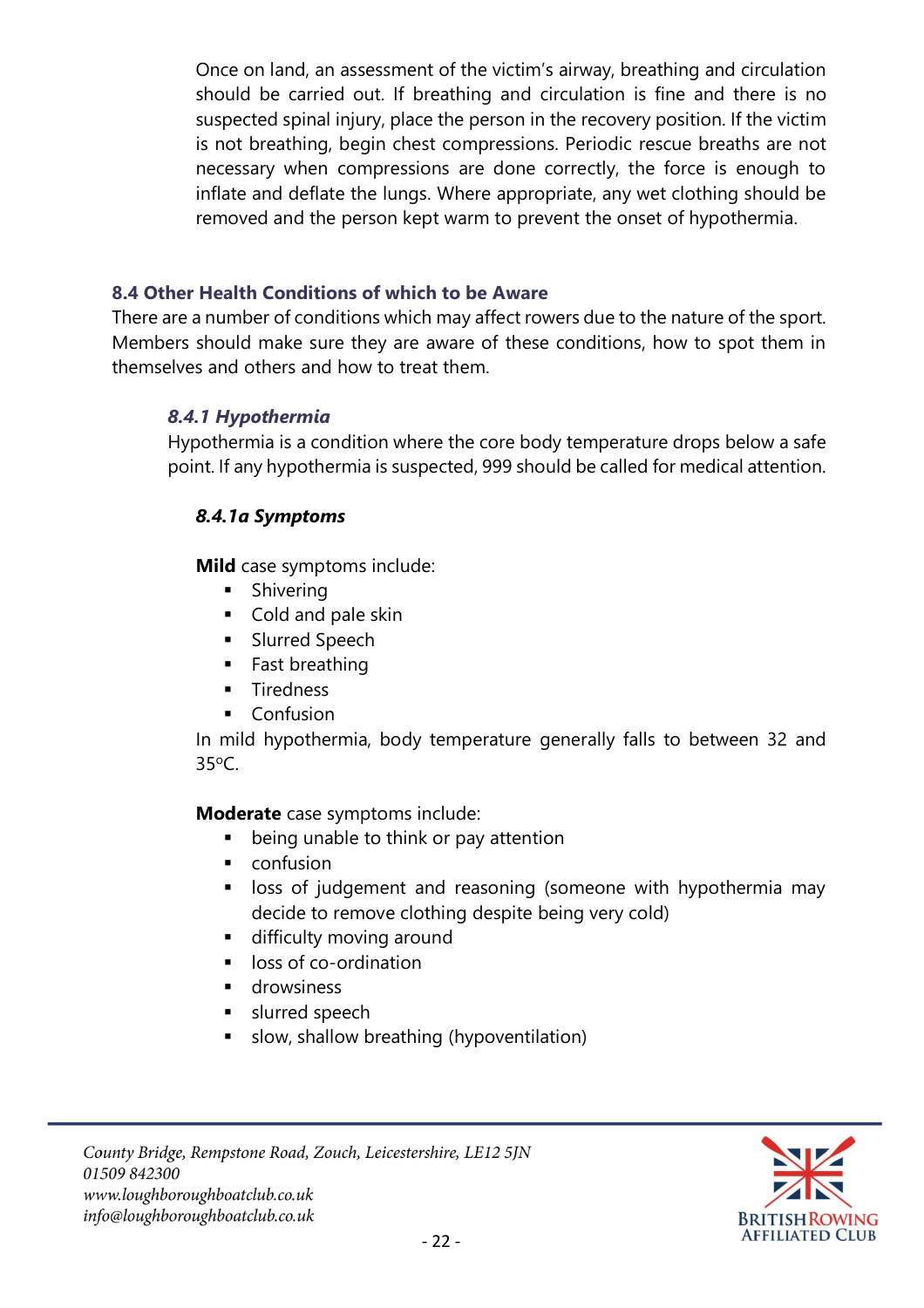Once on land, an assessment of the victim's airway, breathing and circulation should be carried out. If breathing and circulation is fine and there is no suspected spinal injury, place the person in the recovery position. If the victim is not breathing, begin chest compressions. Periodic rescue breaths are not necessary when compressions are done correctly, the force is enough to inflate and deflate the lungs. Where appropriate, any wet clothing should be removed and the person kept warm to prevent the onset of hypothermia.

## 8.4 Other Health Conditions of which to be Aware

There are a number of conditions which may affect rowers due to the nature of the sport. Members should make sure they are aware of these conditions, how to spot them in themselves and others and how to treat them.

### *8.4.1 Hypothermia*

Hypothermia is a condition where the core body temperature drops below a safe point. If any hypothermia is suspected, 999 should be called for medical attention.

#### *8.4.1a Symptoms*

**Mild** case symptoms include:

- Shivering
- Cold and pale skin
- Slurred Speech
- Fast breathing
- Tiredness
- Confusion

In mild hypothermia, body temperature generally falls to between 32 and 35ºC.

**Moderate** case symptoms include:

- being unable to think or pay attention
- confusion
- loss of judgement and reasoning (someone with hypothermia may decide to remove clothing despite being very cold)
- difficulty moving around
- loss of co-ordination
- drowsiness
- slurred speech
- slow, shallow breathing (hypoventilation)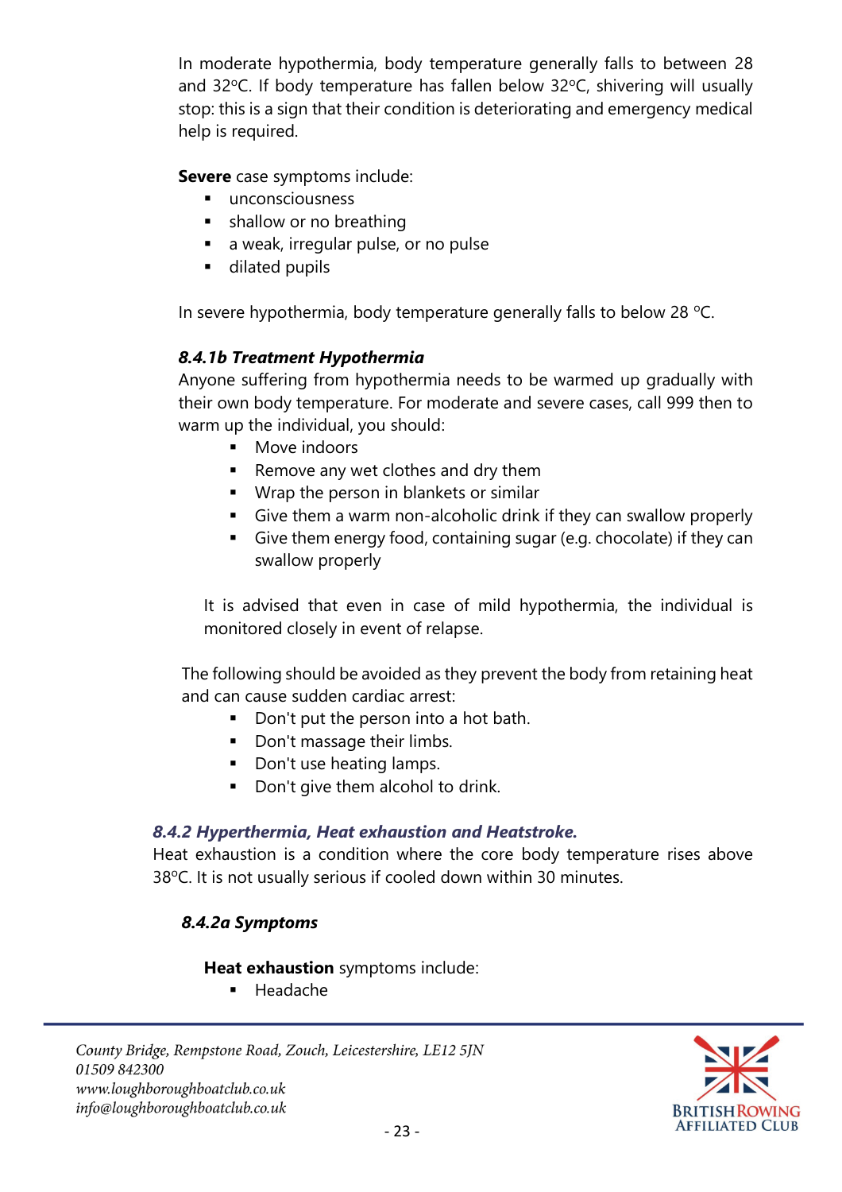In moderate hypothermia, body temperature generally falls to between 28 and 32ºC. If body temperature has fallen below 32ºC, shivering will usually stop: this is a sign that their condition is deteriorating and emergency medical help is required.

**Severe** case symptoms include:

- unconsciousness
- shallow or no breathing
- a weak, irregular pulse, or no pulse
- dilated pupils

In severe hypothermia, body temperature generally falls to below 28 ºC.

#### *8.4.1b Treatment Hypothermia*

Anyone suffering from hypothermia needs to be warmed up gradually with their own body temperature. For moderate and severe cases, call 999 then to warm up the individual, you should:

- Move indoors
- Remove any wet clothes and dry them
- Wrap the person in blankets or similar
- Give them a warm non-alcoholic drink if they can swallow properly
- Give them energy food, containing sugar (e.g. chocolate) if they can swallow properly

It is advised that even in case of mild hypothermia, the individual is monitored closely in event of relapse.

The following should be avoided as they prevent the body from retaining heat and can cause sudden cardiac arrest:

- Don't put the person into a hot bath.
- Don't massage their limbs.
- Don't use heating lamps.
- Don't give them alcohol to drink.

### *8.4.2 Hyperthermia, Heat exhaustion and Heatstroke.*

Heat exhaustion is a condition where the core body temperature rises above 38ºC. It is not usually serious if cooled down within 30 minutes.

#### *8.4.2a Symptoms*

**Heat exhaustion** symptoms include:

- Headache

County Bridge, Rempstone Road, Zouch, Leicestershire, LE12 5JN
01509 842300
www.loughboroughboatclub.co.uk
info@loughboroughboatclub.co.uk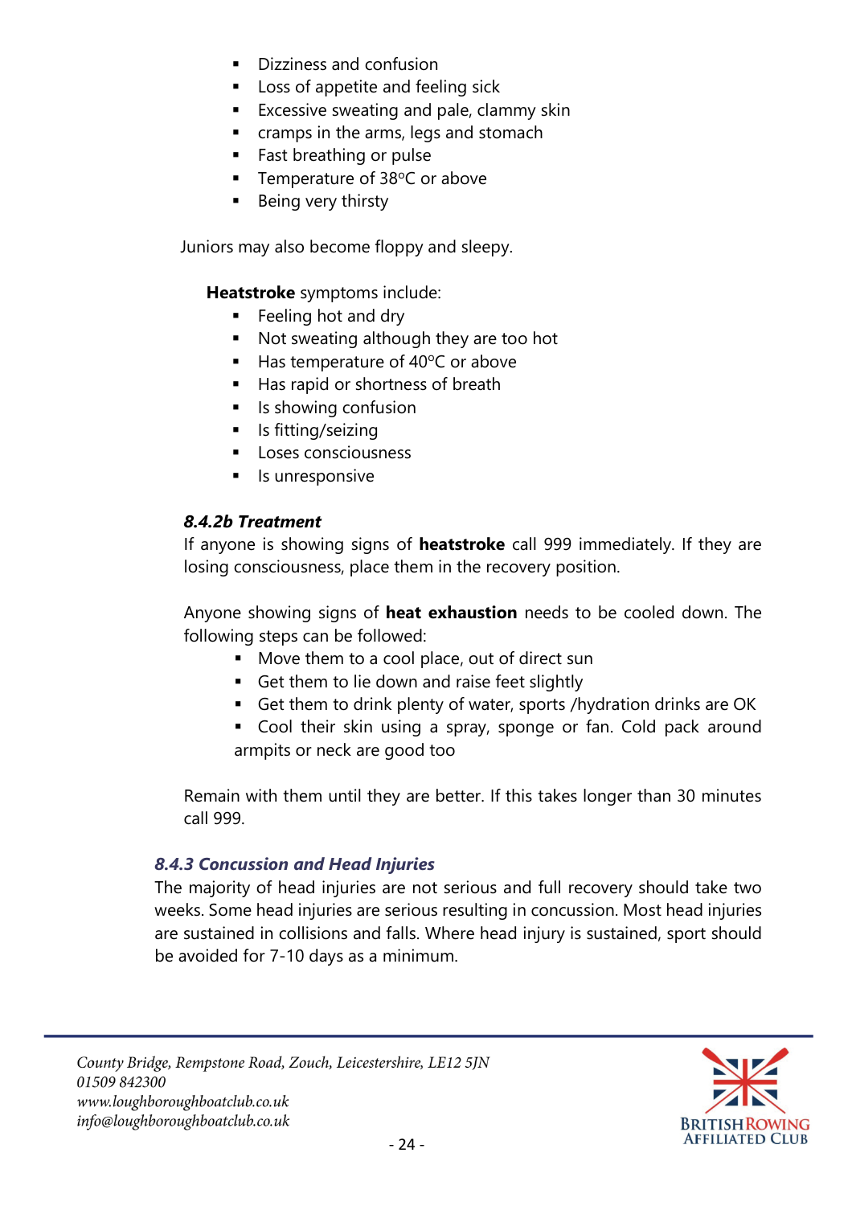- Dizziness and confusion
- Loss of appetite and feeling sick
- Excessive sweating and pale, clammy skin
- cramps in the arms, legs and stomach
- Fast breathing or pulse
- Temperature of 38ºC or above
- Being very thirsty

Juniors may also become floppy and sleepy.

**Heatstroke** symptoms include:

- Feeling hot and dry
- Not sweating although they are too hot
- Has temperature of 40ºC or above
- Has rapid or shortness of breath
- Is showing confusion
- Is fitting/seizing
- Loses consciousness
- Is unresponsive

#### *8.4.2b Treatment*

If anyone is showing signs of **heatstroke** call 999 immediately. If they are losing consciousness, place them in the recovery position.

Anyone showing signs of **heat exhaustion** needs to be cooled down. The following steps can be followed:

- Move them to a cool place, out of direct sun
- Get them to lie down and raise feet slightly
- Get them to drink plenty of water, sports /hydration drinks are OK
- Cool their skin using a spray, sponge or fan. Cold pack around armpits or neck are good too

Remain with them until they are better. If this takes longer than 30 minutes call 999.

### *8.4.3 Concussion and Head Injuries*

The majority of head injuries are not serious and full recovery should take two weeks. Some head injuries are serious resulting in concussion. Most head injuries are sustained in collisions and falls. Where head injury is sustained, sport should be avoided for 7-10 days as a minimum.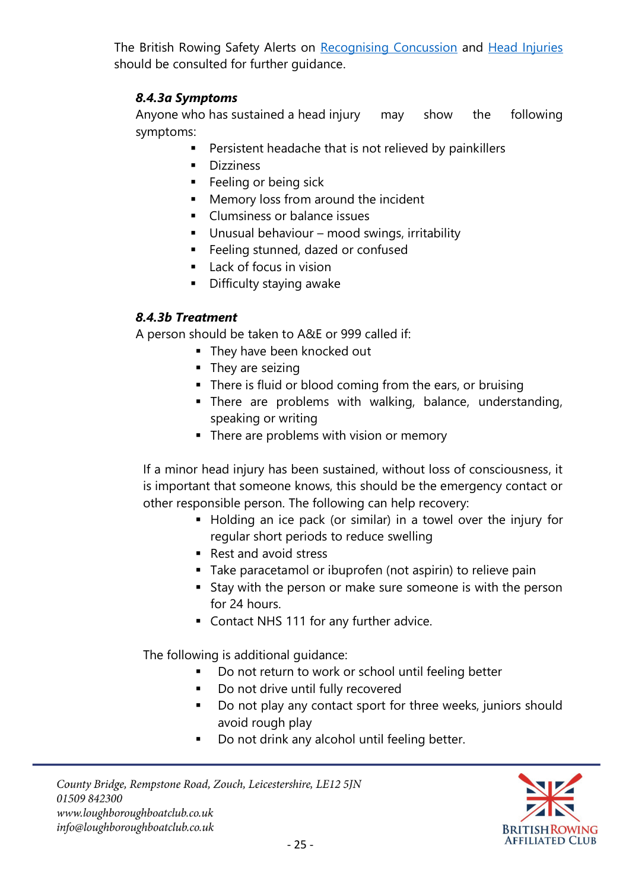The British Rowing Safety Alerts on Recognising Concussion and Head Injuries should be consulted for further guidance.

#### *8.4.3a Symptoms*

Anyone who has sustained a head injury may show the following symptoms:

- Persistent headache that is not relieved by painkillers
- Dizziness
- Feeling or being sick
- Memory loss from around the incident
- Clumsiness or balance issues
- Unusual behaviour – mood swings, irritability
- Feeling stunned, dazed or confused
- Lack of focus in vision
- Difficulty staying awake

#### *8.4.3b Treatment*

A person should be taken to A&E or 999 called if:

- They have been knocked out
- They are seizing
- There is fluid or blood coming from the ears, or bruising
- There are problems with walking, balance, understanding, speaking or writing
- There are problems with vision or memory

If a minor head injury has been sustained, without loss of consciousness, it is important that someone knows, this should be the emergency contact or other responsible person. The following can help recovery:

- Holding an ice pack (or similar) in a towel over the injury for regular short periods to reduce swelling
- Rest and avoid stress
- Take paracetamol or ibuprofen (not aspirin) to relieve pain
- Stay with the person or make sure someone is with the person for 24 hours.
- Contact NHS 111 for any further advice.

The following is additional guidance:

- Do not return to work or school until feeling better
- Do not drive until fully recovered
- Do not play any contact sport for three weeks, juniors should avoid rough play
- Do not drink any alcohol until feeling better.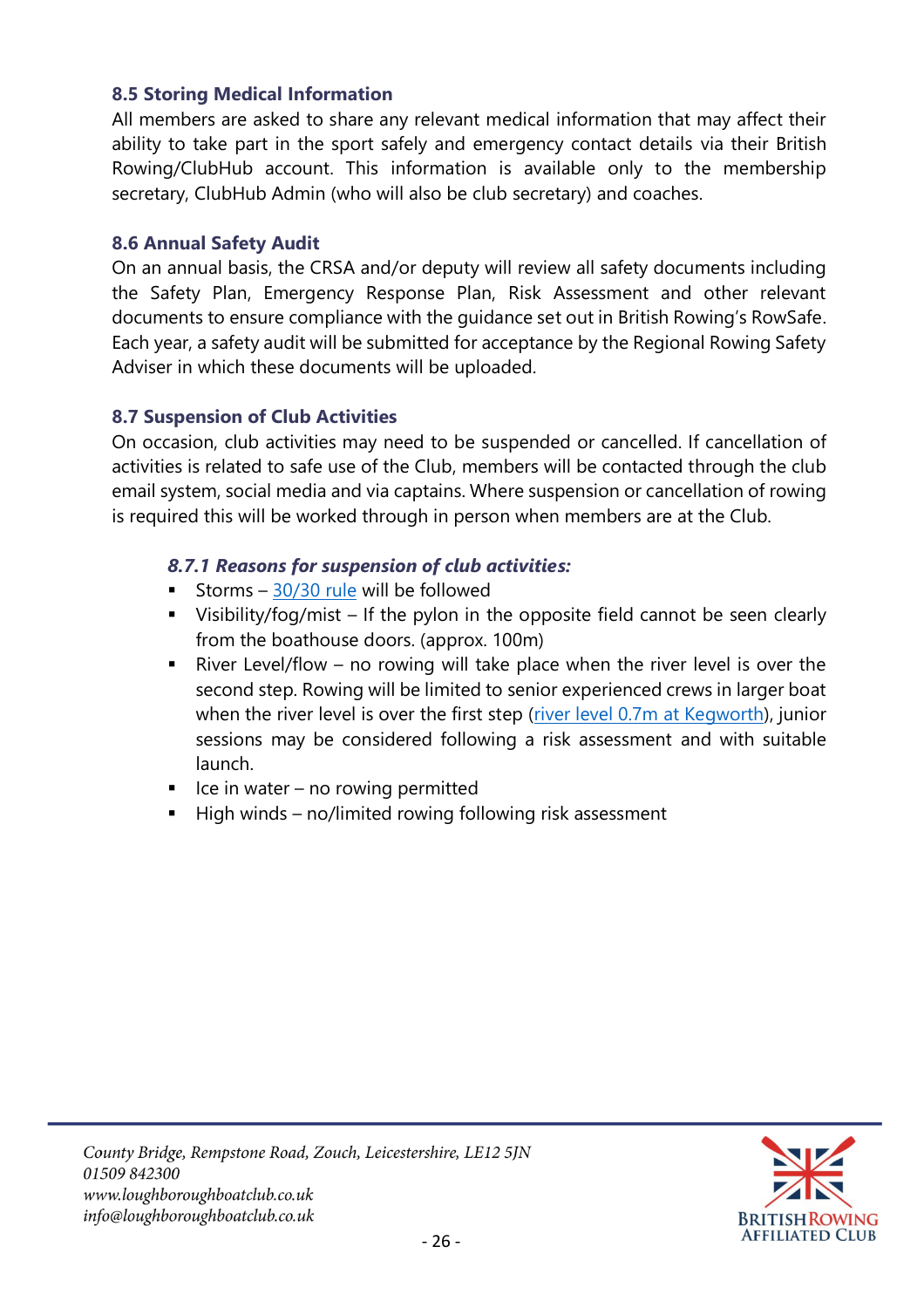### 8.5 Storing Medical Information

All members are asked to share any relevant medical information that may affect their ability to take part in the sport safely and emergency contact details via their British Rowing/ClubHub account. This information is available only to the membership secretary, ClubHub Admin (who will also be club secretary) and coaches.

### 8.6 Annual Safety Audit

On an annual basis, the CRSA and/or deputy will review all safety documents including the Safety Plan, Emergency Response Plan, Risk Assessment and other relevant documents to ensure compliance with the guidance set out in British Rowing's RowSafe. Each year, a safety audit will be submitted for acceptance by the Regional Rowing Safety Adviser in which these documents will be uploaded.

### 8.7 Suspension of Club Activities

On occasion, club activities may need to be suspended or cancelled. If cancellation of activities is related to safe use of the Club, members will be contacted through the club email system, social media and via captains. Where suspension or cancellation of rowing is required this will be worked through in person when members are at the Club.

#### *8.7.1 Reasons for suspension of club activities:*

- Storms – 30/30 rule will be followed
- Visibility/fog/mist – If the pylon in the opposite field cannot be seen clearly from the boathouse doors. (approx. 100m)
- River Level/flow – no rowing will take place when the river level is over the second step. Rowing will be limited to senior experienced crews in larger boat when the river level is over the first step (river level 0.7m at Kegworth), junior sessions may be considered following a risk assessment and with suitable launch.
- Ice in water – no rowing permitted
- High winds – no/limited rowing following risk assessment

*County Bridge, Rempstone Road, Zouch, Leicestershire, LE12 5JN*
*01509 842300*
*www.loughboroughboatclub.co.uk*
*info@loughboroughboatclub.co.uk*

BRITISH ROWING AFFILIATED CLUB